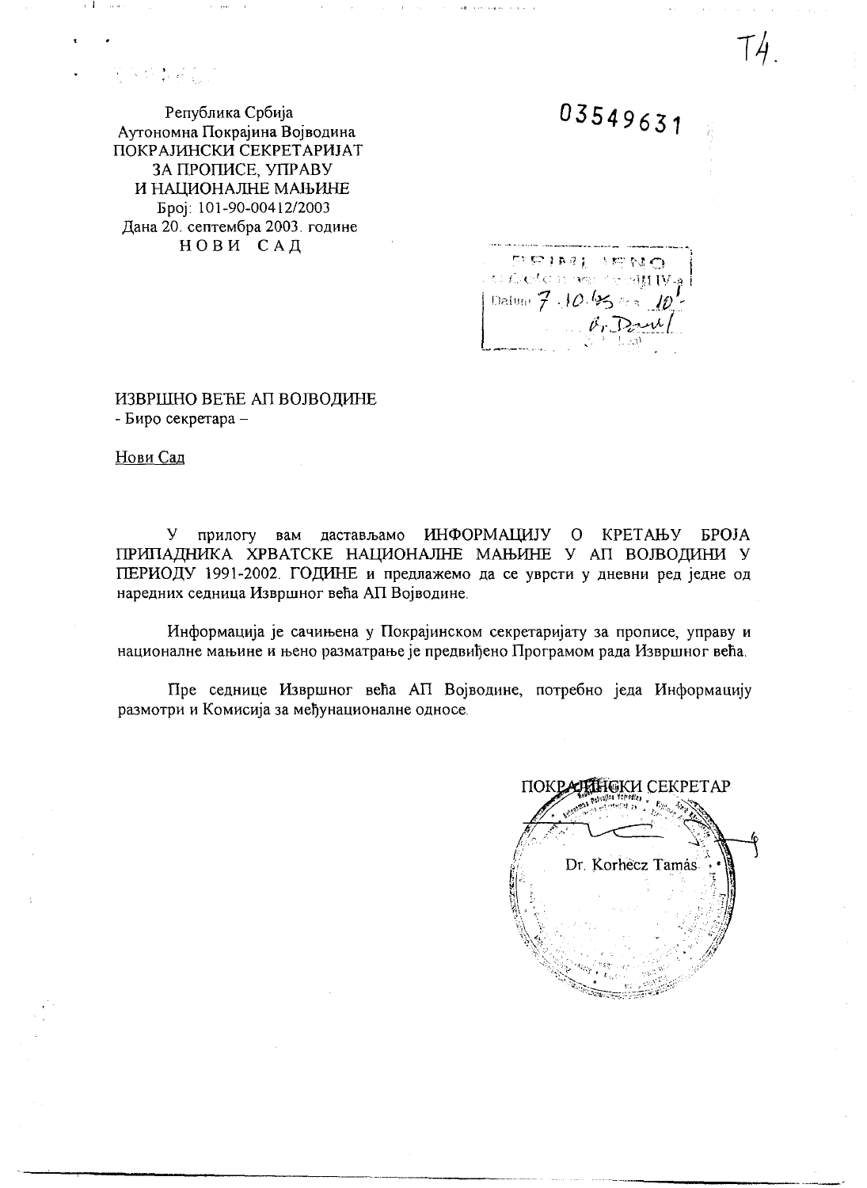T4.

Република Србија
Аутономна Покрајина Војводина
ПОКРАЈИНСКИ СЕКРЕТАРИЈАТ
ЗА ПРОПИСЕ, УПРАВУ
И НАЦИОНАЛНЕ МАЊИНЕ
Број: 101-90-00412/2003
Дана 20. септембра 2003. године
НОВИ САД

03549631

ПРИМЉЕНО
Датум 7.10.03 10

ИЗВРШНО ВЕЋЕ АП ВОЈВОДИНЕ
- Биро секретара –

Нови Сад

У прилогу вам достављамо ИНФОРМАЦИЈУ О КРЕТАЊУ БРОЈА ПРИПАДНИКА ХРВАТСКЕ НАЦИОНАЛНЕ МАЊИНЕ У АП ВОЈВОДИНИ У ПЕРИОДУ 1991-2002. ГОДИНЕ и предлажемо да се уврсти у дневни ред једне од наредних седница Извршног већа АП Војводине.

Информација је сачињена у Покрајинском секретаријату за прописе, управу и националне мањине и њено разматрање је предвиђено Програмом рада Извршног већа.

Пре седнице Извршног већа АП Војводине, потребно једа Информацију размотри и Комисија за међунационалне односе.

ПОКРАЈИНСКИ СЕКРЕТАР

Dr. Korhecz Tamás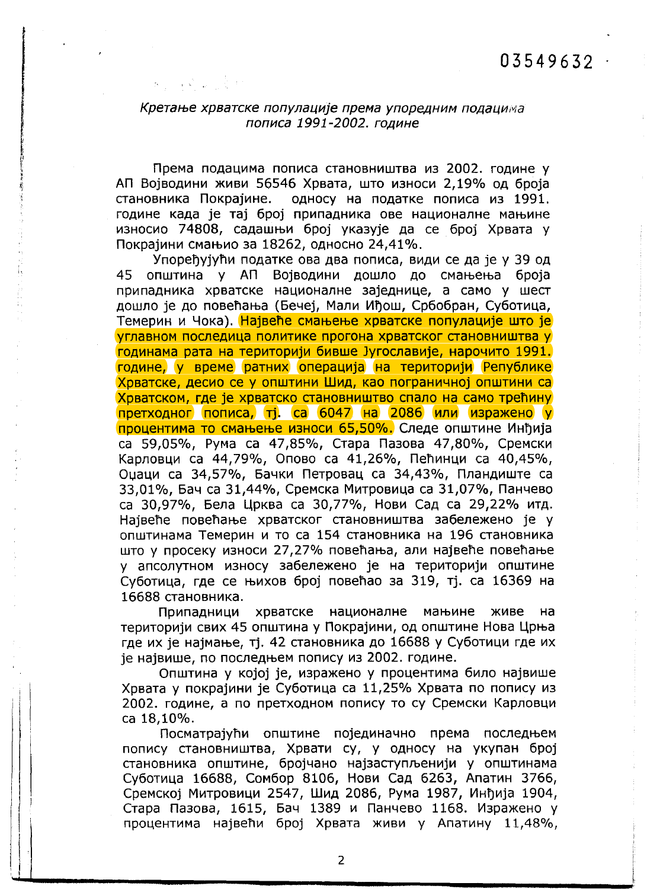03549632

*Кретање хрватске популације према упоредним подацима пописа 1991-2002. године*

Према подацима пописа становништва из 2002. године у АП Војводини живи 56546 Хрвата, што износи 2,19% од броја становника Покрајине. односу на податке пописа из 1991. године када је тај број припадника ове националне мањине износио 74808, садашњи број указује да се број Хрвата у Покрајини смањио за 18262, односно 24,41%.

Упоређујући податке ова два пописа, види се да је у 39 од 45 општина у АП Војводини дошло до смањења броја припадника хрватске националне заједнице, а само у шест дошло је до повећања (Бечеј, Мали Иђош, Србобран, Суботица, Темерин и Чока). Највеће смањење хрватске популације што је углавном последица политике прогона хрватског становништва у годинама рата на територији бивше Југославије, нарочито 1991. године, у време ратних операција на територији Републике Хрватске, десио се у општини Шид, као пограничној општини са Хрватском, где је хрватско становништво спало на само трећину претходног пописа, тј. са 6047 на 2086 или изражено у процентима то смањење износи 65,50%. Следе општине Инђија са 59,05%, Рума са 47,85%, Стара Пазова 47,80%, Сремски Карловци са 44,79%, Опово са 41,26%, Пећинци са 40,45%, Оџаци са 34,57%, Бачки Петровац са 34,43%, Пландиште са 33,01%, Бач са 31,44%, Сремска Митровица са 31,07%, Панчево са 30,97%, Бела Црква са 30,77%, Нови Сад са 29,22% итд. Највеће повећање хрватског становништва забележено је у општинама Темерин и то са 154 становника на 196 становника што у просеку износи 27,27% повећања, али највеће повећање у апсолутном износу забележено је на територији општине Суботица, где се њихов број повећао за 319, тј. са 16369 на 16688 становника.

Припадници хрватске националне мањине живе на територији свих 45 општина у Покрајини, од општине Нова Црња где их је најмање, тј. 42 становника до 16688 у Суботици где их је највише, по последњем попису из 2002. године.

Општина у којој је, изражено у процентима било највише Хрвата у покрајини је Суботица са 11,25% Хрвата по попису из 2002. године, а по претходном попису то су Сремски Карловци са 18,10%.

Посматрајући општине појединачно према последњем попису становништва, Хрвати су, у односу на укупан број становника општине, бројчано најзаступљенији у општинама Суботица 16688, Сомбор 8106, Нови Сад 6263, Апатин 3766, Сремској Митровици 2547, Шид 2086, Рума 1987, Инђија 1904, Стара Пазова, 1615, Бач 1389 и Панчево 1168. Изражено у процентима највећи број Хрвата живи у Апатину 11,48%,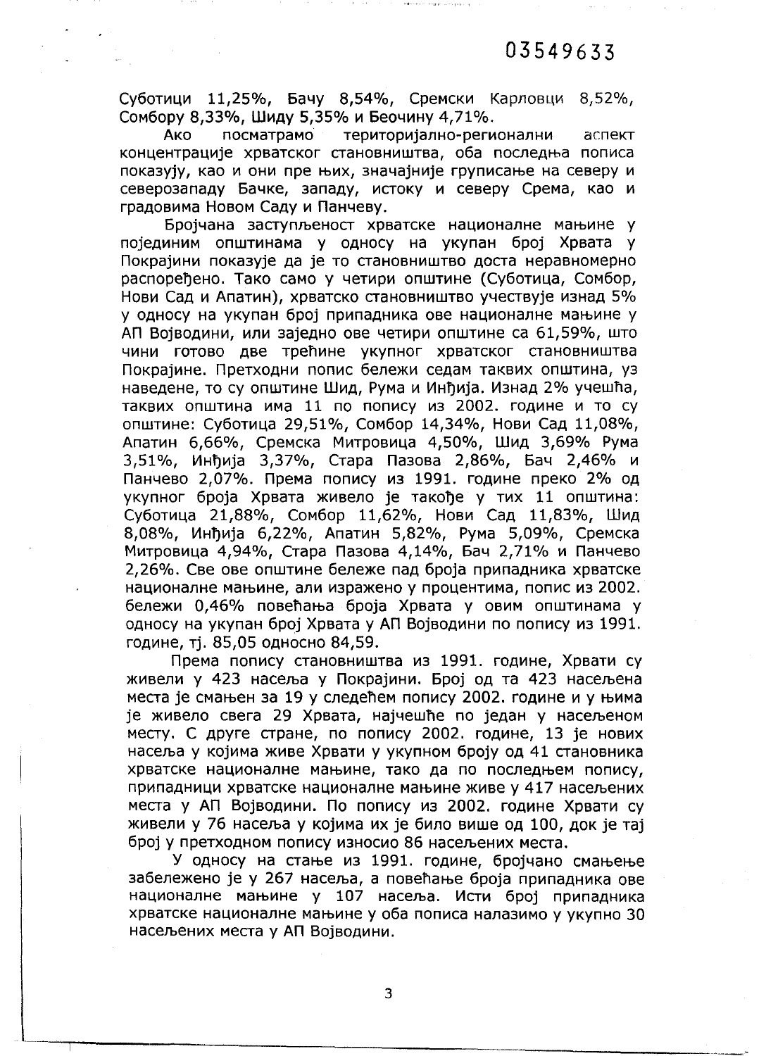Суботици 11,25%, Бачу 8,54%, Сремски Карловци 8,52%, Сомбору 8,33%, Шиду 5,35% и Беочину 4,71%.

Ако посматрамо територијално-регионални аспект концентрације хрватског становништва, оба последња пописа показују, као и они пре њих, значајније груписање на северу и северозападу Бачке, западу, истоку и северу Срема, као и градовима Новом Саду и Панчеву.

Бројчана заступљеност хрватске националне мањине у појединим општинама у односу на укупан број Хрвата у Покрајини показује да је то становништво доста неравномерно распоређено. Тако само у четири општине (Суботица, Сомбор, Нови Сад и Апатин), хрватско становништво учествује изнад 5% у односу на укупан број припадника ове националне мањине у АП Војводини, или заједно ове четири општине са 61,59%, што чини готово две трећине укупног хрватског становништва Покрајине. Претходни попис бележи седам таквих општина, уз наведене, то су општине Шид, Рума и Инђија. Изнад 2% учешћа, таквих општина има 11 по попису из 2002. године и то су општине: Суботица 29,51%, Сомбор 14,34%, Нови Сад 11,08%, Апатин 6,66%, Сремска Митровица 4,50%, Шид 3,69% Рума 3,51%, Инђија 3,37%, Стара Пазова 2,86%, Бач 2,46% и Панчево 2,07%. Према попису из 1991. године преко 2% од укупног броја Хрвата живело је такође у тих 11 општина: Суботица 21,88%, Сомбор 11,62%, Нови Сад 11,83%, Шид 8,08%, Инђија 6,22%, Апатин 5,82%, Рума 5,09%, Сремска Митровица 4,94%, Стара Пазова 4,14%, Бач 2,71% и Панчево 2,26%. Све ове општине бележе пад броја припадника хрватске националне мањине, али изражено у процентима, попис из 2002. бележи 0,46% повећања броја Хрвата у овим општинама у односу на укупан број Хрвата у АП Војводини по попису из 1991. године, тј. 85,05 односно 84,59.

Према попису становништва из 1991. године, Хрвати су живели у 423 насеља у Покрајини. Број од та 423 насељена места је смањен за 19 у следећем попису 2002. године и у њима је живело свега 29 Хрвата, најчешће по један у насељеном месту. С друге стране, по попису 2002. године, 13 је нових насеља у којима живе Хрвати у укупном броју од 41 становника хрватске националне мањине, тако да по последњем попису, припадници хрватске националне мањине живе у 417 насељених места у АП Војводини. По попису из 2002. године Хрвати су живели у 76 насеља у којима их је било више од 100, док је тај број у претходном попису износио 86 насељених места.

У односу на стање из 1991. године, бројчано смањење забележено је у 267 насеља, а повећање броја припадника ове националне мањине у 107 насеља. Исти број припадника хрватске националне мањине у оба пописа налазимо у укупно 30 насељених места у АП Војводини.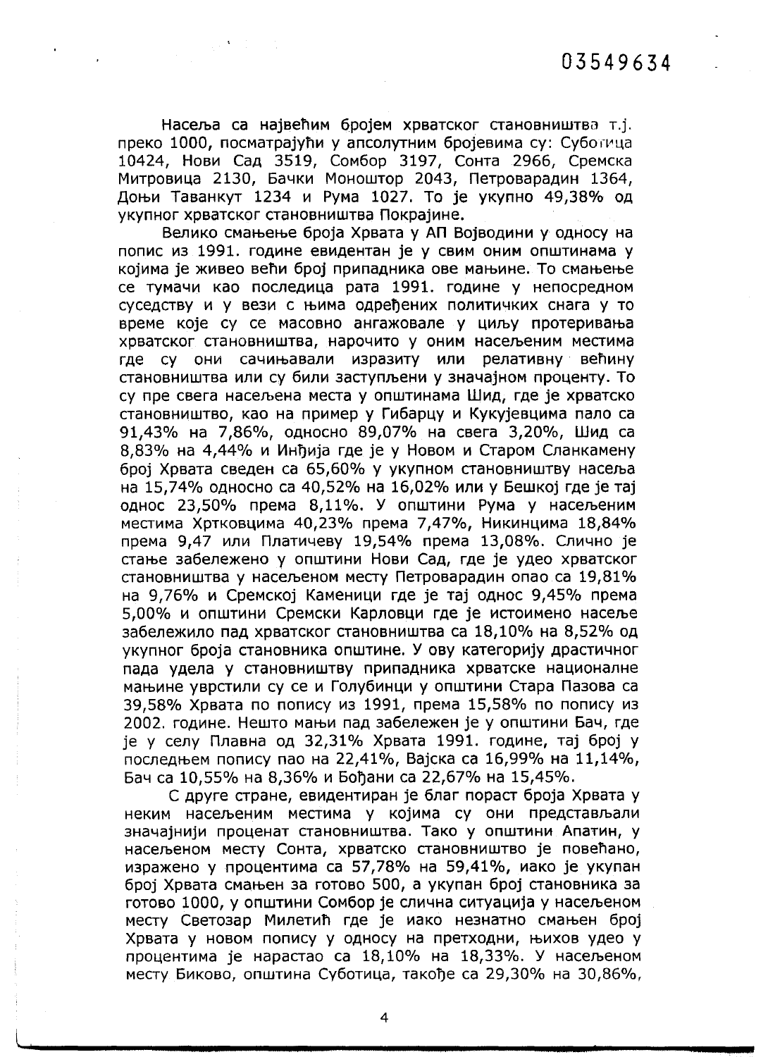Насеља са највећим бројем хрватског становништва т.ј. преко 1000, посматрајући у апсолутним бројевима су: Суботица 10424, Нови Сад 3519, Сомбор 3197, Сонта 2966, Сремска Митровица 2130, Бачки Моноштор 2043, Петроварадин 1364, Доњи Таванкут 1234 и Рума 1027. То је укупно 49,38% од укупног хрватског становништва Покрајине.

Велико смањење броја Хрвата у АП Војводини у односу на попис из 1991. године евидентан је у свим оним општинама у којима је живео већи број припадника ове мањине. То смањење се тумачи као последица рата 1991. године у непосредном суседству и у вези с њима одређених политичких снага у то време које су се масовно ангажовале у циљу протеривања хрватског становништва, нарочито у оним насељеним местима где су они сачињавали изразиту или релативну већину становништва или су били заступљени у значајном проценту. То су пре свега насељена места у општинама Шид, где је хрватско становништво, као на пример у Гибарцу и Кукујевцима пало са 91,43% на 7,86%, односно 89,07% на свега 3,20%, Шид са 8,83% на 4,44% и Инђија где је у Новом и Старом Сланкамену број Хрвата сведен са 65,60% у укупном становништву насеља на 15,74% односно са 40,52% на 16,02% или у Бешкој где је тај однос 23,50% према 8,11%. У општини Рума у насељеним местима Хртковцима 40,23% према 7,47%, Никинцима 18,84% према 9,47 или Платичеву 19,54% према 13,08%. Слично је стање забележено у општини Нови Сад, где је удео хрватског становништва у насељеном месту Петроварадин опао са 19,81% на 9,76% и Сремској Каменици где је тај однос 9,45% према 5,00% и општини Сремски Карловци где је истоимено насеље забележило пад хрватског становништва са 18,10% на 8,52% од укупног броја становника општине. У ову категорију драстичног пада удела у становништву припадника хрватске националне мањине уврстили су се и Голубинци у општини Стара Пазова са 39,58% Хрвата по попису из 1991, према 15,58% по попису из 2002. године. Нешто мањи пад забележен је у општини Бач, где је у селу Плавна од 32,31% Хрвата 1991. године, тај број у последњем попису пао на 22,41%, Вајска са 16,99% на 11,14%, Бач са 10,55% на 8,36% и Бођани са 22,67% на 15,45%.

С друге стране, евидентиран је благ пораст броја Хрвата у неким насељеним местима у којима су они представљали значајнији проценат становништва. Тако у општини Апатин, у насељеном месту Сонта, хрватско становништво је повећано, изражено у процентима са 57,78% на 59,41%, иако је укупан број Хрвата смањен за готово 500, а укупан број становника за готово 1000, у општини Сомбор је слична ситуација у насељеном месту Светозар Милетић где је иако незнатно смањен број Хрвата у новом попису у односу на претходни, њихов удео у процентима је нарастао са 18,10% на 18,33%. У насељеном месту Биково, општина Суботица, такође са 29,30% на 30,86%,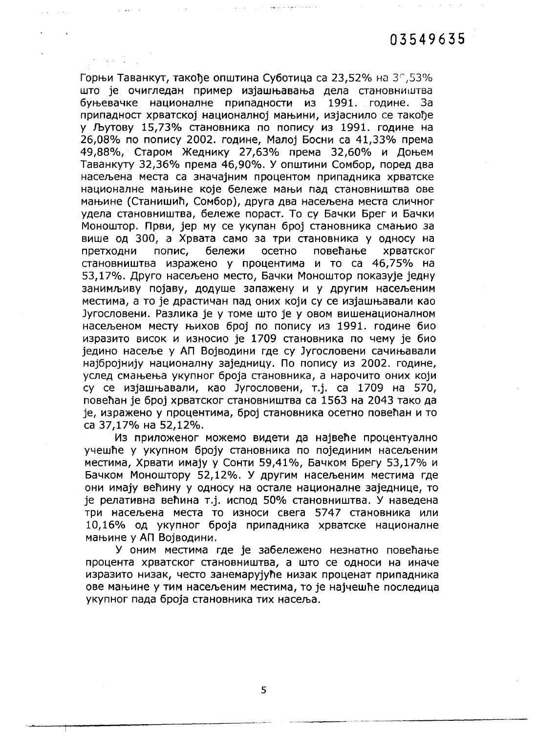Горњи Таванкут, такође општина Суботица са 23,52% на 3?,53% што је очигледан пример изјашњавања дела становништва буњевачке националне припадности из 1991. године. За припадност хрватској националној мањини, изјаснило се такође у Љутову 15,73% становника по попису из 1991. године на 26,08% по попису 2002. године, Малој Босни са 41,33% према 49,88%, Старом Жеднику 27,63% према 32,60% и Доњем Таванкуту 32,36% према 46,90%. У општини Сомбор, поред два насељена места са значајним процентом припадника хрватске националне мањине које бележе мањи пад становништва ове мањине (Станишић, Сомбор), друга два насељена места сличног удела становништва, бележе пораст. То су Бачки Брег и Бачки Моноштор. Први, јер му се укупан број становника смањио за више од 300, а Хрвата само за три становника у односу на претходни попис, бележи осетно повећање хрватског становништва изражено у процентима и то са 46,75% на 53,17%. Друго насељено место, Бачки Моноштор показује једну занимљиву појаву, додуше запажену и у другим насељеним местима, а то је драстичан пад оних који су се изјашњавали као Југословени. Разлика је у томе што је у овом вишенационалном насељеном месту њихов број по попису из 1991. године био изразито висок и износио је 1709 становника по чему је био једино насеље у АП Војводини где су Југословени сачињавали најбројнију националну заједницу. По попису из 2002. године, услед смањења укупног броја становника, а нарочито оних који су се изјашњавали, као Југословени, т.ј. са 1709 на 570, повећан је број хрватског становништва са 1563 на 2043 тако да је, изражено у процентима, број становника осетно повећан и то са 37,17% на 52,12%.

Из приложеног можемо видети да највеће процентуално учешће у укупном броју становника по појединим насељеним местима, Хрвати имају у Сонти 59,41%, Бачком Брегу 53,17% и Бачком Моноштору 52,12%. У другим насељеним местима где они имају већину у односу на остале националне заједнице, то је релативна већина т.ј. испод 50% становништва. У наведена три насељена места то износи свега 5747 становника или 10,16% од укупног броја припадника хрватске националне мањине у АП Војводини.

У оним местима где је забележено незнатно повећање процента хрватског становништва, а што се односи на иначе изразито низак, често занемарујуће низак проценат припадника ове мањине у тим насељеним местима, то је најчешће последица укупног пада броја становника тих насеља.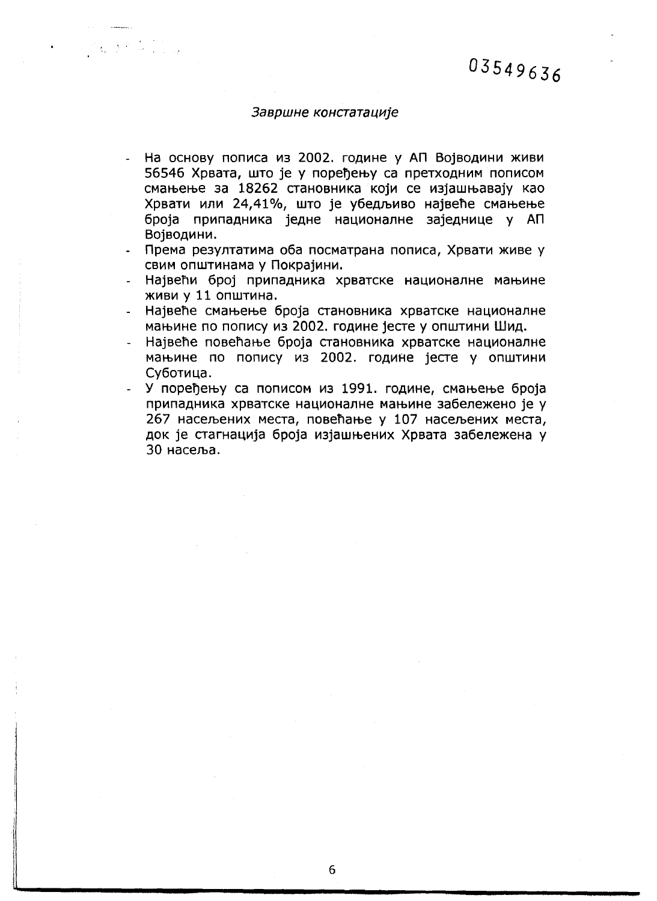*Завршне констатације*

- На основу пописа из 2002. године у АП Војводини живи 56546 Хрвата, што је у поређењу са претходним пописом смањење за 18262 становника који се изјашњавају као Хрвати или 24,41%, што је убедљиво највеће смањење броја припадника једне националне заједнице у АП Војводини.
- Према резултатима оба посматрана пописа, Хрвати живе у свим општинама у Покрајини.
- Највећи број припадника хрватске националне мањине живи у 11 општина.
- Највеће смањење броја становника хрватске националне мањине по попису из 2002. године јесте у општини Шид.
- Највеће повећање броја становника хрватске националне мањине по попису из 2002. године јесте у општини Суботица.
- У поређењу са пописом из 1991. године, смањење броја припадника хрватске националне мањине забележено је у 267 насељених места, повећање у 107 насељених места, док је стагнација броја изјашњених Хрвата забележена у 30 насеља.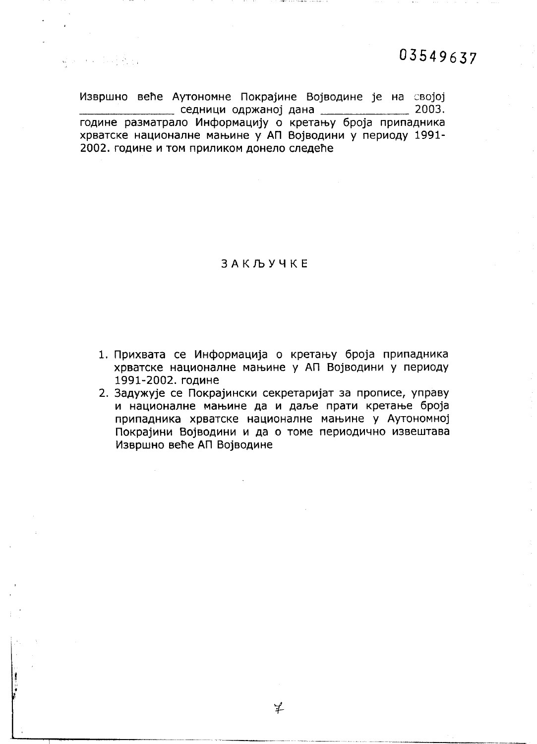03549637

Извршно веће Аутономне Покрајине Војводине је на својој _______________ седници одржаној дана ______________ 2003. године разматрало Информацију о кретању броја припадника хрватске националне мањине у АП Војводини у периоду 1991-2002. године и том приликом донело следеће

ЗАКЉУЧКЕ

1. Прихвата се Информација о кретању броја припадника хрватске националне мањине у АП Војводини у периоду 1991-2002. године
2. Задужује се Покрајински секретаријат за прописе, управу и националне мањине да и даље прати кретање броја припадника хрватске националне мањине у Аутономној Покрајини Војводини и да о томе периодично извештава Извршно веће АП Војводине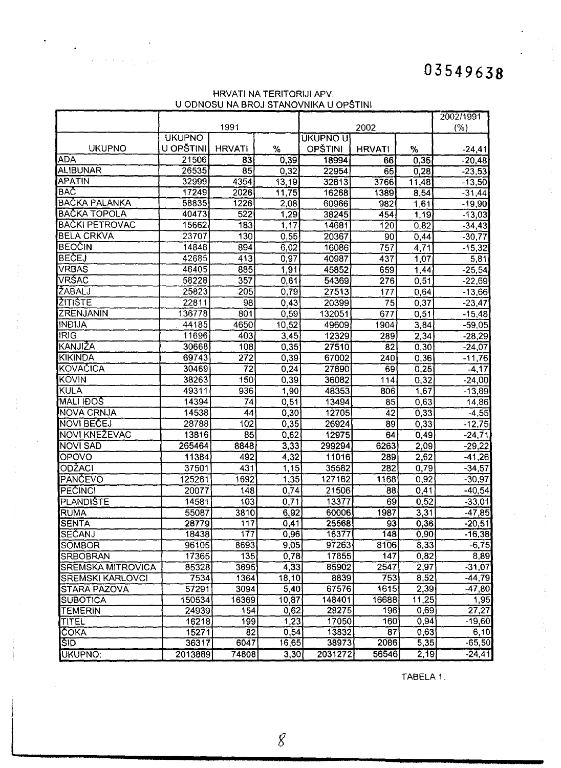03549638

HRVATI NA TERITORIJI APV
U ODNOSU NA BROJ STANOVNIKA U OPŠTINI

| | 1991 | | | 2002 | | | 2002/1991 (%) |
|---|---|---|---|---|---|---|---|
| UKUPNO | UKUPNO U OPŠTINI | HRVATI | % | UKUPNO U OPŠTINI | HRVATI | % | -24,41 |
| ADA | 21506 | 83 | 0,39 | 18994 | 66 | 0,35 | -20,48 |
| ALIBUNAR | 26535 | 85 | 0,32 | 22954 | 65 | 0,28 | -23,53 |
| APATIN | 32999 | 4354 | 13,19 | 32813 | 3766 | 11,48 | -13,50 |
| BAČ | 17249 | 2026 | 11,75 | 16268 | 1389 | 8,54 | -31,44 |
| BAČKA PALANKA | 58835 | 1226 | 2,08 | 60966 | 982 | 1,61 | -19,90 |
| BAČKA TOPOLA | 40473 | 522 | 1,29 | 38245 | 454 | 1,19 | -13,03 |
| BAČKI PETROVAC | 15662 | 183 | 1,17 | 14681 | 120 | 0,82 | -34,43 |
| BELA CRKVA | 23707 | 130 | 0,55 | 20367 | 90 | 0,44 | -30,77 |
| BEOČIN | 14848 | 894 | 6,02 | 16086 | 757 | 4,71 | -15,32 |
| BEČEJ | 42685 | 413 | 0,97 | 40987 | 437 | 1,07 | 5,81 |
| VRBAS | 46405 | 885 | 1,91 | 45852 | 659 | 1,44 | -25,54 |
| VRŠAC | 58228 | 357 | 0,61 | 54369 | 276 | 0,51 | -22,69 |
| ŽABALJ | 25823 | 205 | 0,79 | 27513 | 177 | 0,64 | -13,66 |
| ŽITIŠTE | 22811 | 98 | 0,43 | 20399 | 75 | 0,37 | -23,47 |
| ZRENJANIN | 136778 | 801 | 0,59 | 132051 | 677 | 0,51 | -15,48 |
| INĐIJA | 44185 | 4650 | 10,52 | 49609 | 1904 | 3,84 | -59,05 |
| IRIG | 11696 | 403 | 3,45 | 12329 | 289 | 2,34 | -28,29 |
| KANJIŽA | 30668 | 108 | 0,35 | 27510 | 82 | 0,30 | -24,07 |
| KIKINDA | 69743 | 272 | 0,39 | 67002 | 240 | 0,36 | -11,76 |
| KOVAČICA | 30469 | 72 | 0,24 | 27890 | 69 | 0,25 | -4,17 |
| KOVIN | 38263 | 150 | 0,39 | 36082 | 114 | 0,32 | -24,00 |
| KULA | 49311 | 936 | 1,90 | 48353 | 806 | 1,67 | -13,89 |
| MALI IĐOŠ | 14394 | 74 | 0,51 | 13494 | 85 | 0,63 | 14,86 |
| NOVA CRNJA | 14538 | 44 | 0,30 | 12705 | 42 | 0,33 | -4,55 |
| NOVI BEČEJ | 28788 | 102 | 0,35 | 26924 | 89 | 0,33 | -12,75 |
| NOVI KNEŽEVAC | 13816 | 85 | 0,62 | 12975 | 64 | 0,49 | -24,71 |
| NOVI SAD | 265464 | 8848 | 3,33 | 299294 | 6263 | 2,09 | -29,22 |
| OPOVO | 11384 | 492 | 4,32 | 11016 | 289 | 2,62 | -41,26 |
| ODŽACI | 37501 | 431 | 1,15 | 35582 | 282 | 0,79 | -34,57 |
| PANČEVO | 125261 | 1692 | 1,35 | 127162 | 1168 | 0,92 | -30,97 |
| PEĆINCI | 20077 | 148 | 0,74 | 21506 | 88 | 0,41 | -40,54 |
| PLANDIŠTE | 14581 | 103 | 0,71 | 13377 | 69 | 0,52 | -33,01 |
| RUMA | 55087 | 3810 | 6,92 | 60006 | 1987 | 3,31 | -47,85 |
| SENTA | 28779 | 117 | 0,41 | 25568 | 93 | 0,36 | -20,51 |
| SEČANJ | 18438 | 177 | 0,96 | 16377 | 148 | 0,90 | -16,38 |
| SOMBOR | 96105 | 8693 | 9,05 | 97263 | 8106 | 8,33 | -6,75 |
| SRBOBRAN | 17365 | 135 | 0,78 | 17855 | 147 | 0,82 | 8,89 |
| SREMSKA MITROVICA | 85328 | 3695 | 4,33 | 85902 | 2547 | 2,97 | -31,07 |
| SREMSKI KARLOVCI | 7534 | 1364 | 18,10 | 8839 | 753 | 8,52 | -44,79 |
| STARA PAZOVA | 57291 | 3094 | 5,40 | 67576 | 1615 | 2,39 | -47,80 |
| SUBOTICA | 150534 | 16369 | 10,87 | 148401 | 16688 | 11,25 | 1,95 |
| TEMERIN | 24939 | 154 | 0,62 | 28275 | 196 | 0,69 | 27,27 |
| TITEL | 16218 | 199 | 1,23 | 17050 | 160 | 0,94 | -19,60 |
| ČOKA | 15271 | 82 | 0,54 | 13832 | 87 | 0,63 | 6,10 |
| ŠID | 36317 | 6047 | 16,65 | 38973 | 2086 | 5,35 | -65,50 |
| UKUPNO: | 2013889 | 74808 | 3,30 | 2031272 | 56546 | 2,19 | -24,41 |

TABELA 1.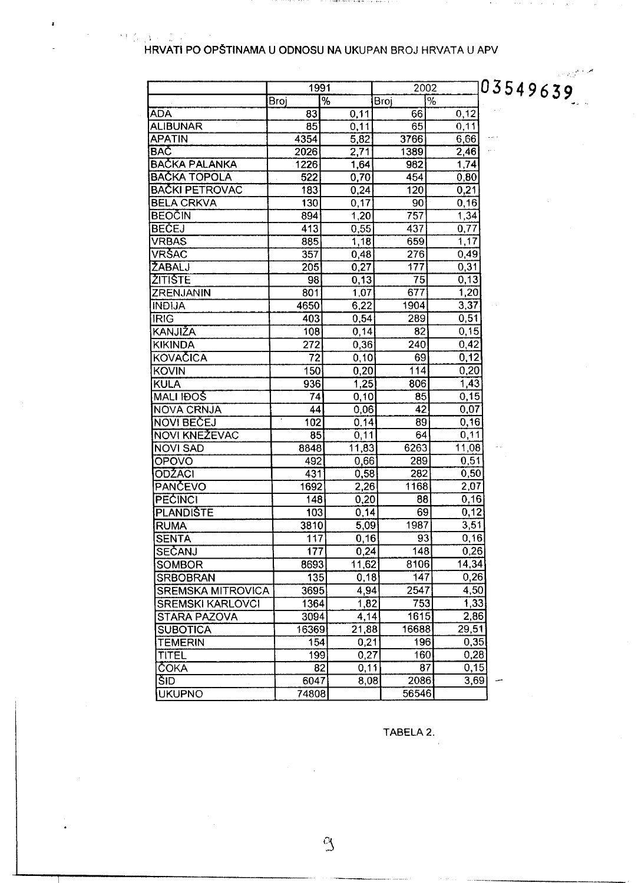# HRVATI PO OPŠTINAMA U ODNOSU NA UKUPAN BROJ HRVATA U APV

03549639

| | 1991 | | 2002 | |
|---|---|---|---|---|
| | Broj | % | Broj | % |
| ADA | 83 | 0,11 | 66 | 0,12 |
| ALIBUNAR | 85 | 0,11 | 65 | 0,11 |
| APATIN | 4354 | 5,82 | 3766 | 6,66 |
| BAČ | 2026 | 2,71 | 1389 | 2,46 |
| BAČKA PALANKA | 1226 | 1,64 | 982 | 1,74 |
| BAČKA TOPOLA | 522 | 0,70 | 454 | 0,80 |
| BAČKI PETROVAC | 183 | 0,24 | 120 | 0,21 |
| BELA CRKVA | 130 | 0,17 | 90 | 0,16 |
| BEOČIN | 894 | 1,20 | 757 | 1,34 |
| BEČEJ | 413 | 0,55 | 437 | 0,77 |
| VRBAS | 885 | 1,18 | 659 | 1,17 |
| VRŠAC | 357 | 0,48 | 276 | 0,49 |
| ŽABALJ | 205 | 0,27 | 177 | 0,31 |
| ŽITIŠTE | 98 | 0,13 | 75 | 0,13 |
| ZRENJANIN | 801 | 1,07 | 677 | 1,20 |
| INĐIJA | 4650 | 6,22 | 1904 | 3,37 |
| IRIG | 403 | 0,54 | 289 | 0,51 |
| KANJIŽA | 108 | 0,14 | 82 | 0,15 |
| KIKINDA | 272 | 0,36 | 240 | 0,42 |
| KOVAČICA | 72 | 0,10 | 69 | 0,12 |
| KOVIN | 150 | 0,20 | 114 | 0,20 |
| KULA | 936 | 1,25 | 806 | 1,43 |
| MALI IĐOŠ | 74 | 0,10 | 85 | 0,15 |
| NOVA CRNJA | 44 | 0,06 | 42 | 0,07 |
| NOVI BEČEJ | 102 | 0,14 | 89 | 0,16 |
| NOVI KNEŽEVAC | 85 | 0,11 | 64 | 0,11 |
| NOVI SAD | 8848 | 11,83 | 6263 | 11,08 |
| OPOVO | 492 | 0,66 | 289 | 0,51 |
| ODŽACI | 431 | 0,58 | 282 | 0,50 |
| PANČEVO | 1692 | 2,26 | 1168 | 2,07 |
| PEĆINCI | 148 | 0,20 | 88 | 0,16 |
| PLANDIŠTE | 103 | 0,14 | 69 | 0,12 |
| RUMA | 3810 | 5,09 | 1987 | 3,51 |
| SENTA | 117 | 0,16 | 93 | 0,16 |
| SEČANJ | 177 | 0,24 | 148 | 0,26 |
| SOMBOR | 8693 | 11,62 | 8106 | 14,34 |
| SRBOBRAN | 135 | 0,18 | 147 | 0,26 |
| SREMSKA MITROVICA | 3695 | 4,94 | 2547 | 4,50 |
| SREMSKI KARLOVCI | 1364 | 1,82 | 753 | 1,33 |
| STARA PAZOVA | 3094 | 4,14 | 1615 | 2,86 |
| SUBOTICA | 16369 | 21,88 | 16688 | 29,51 |
| TEMERIN | 154 | 0,21 | 196 | 0,35 |
| TITEL | 199 | 0,27 | 160 | 0,28 |
| ČOKA | 82 | 0,11 | 87 | 0,15 |
| ŠID | 6047 | 8,08 | 2086 | 3,69 |
| UKUPNO | 74808 | | 56546 | |

TABELA 2.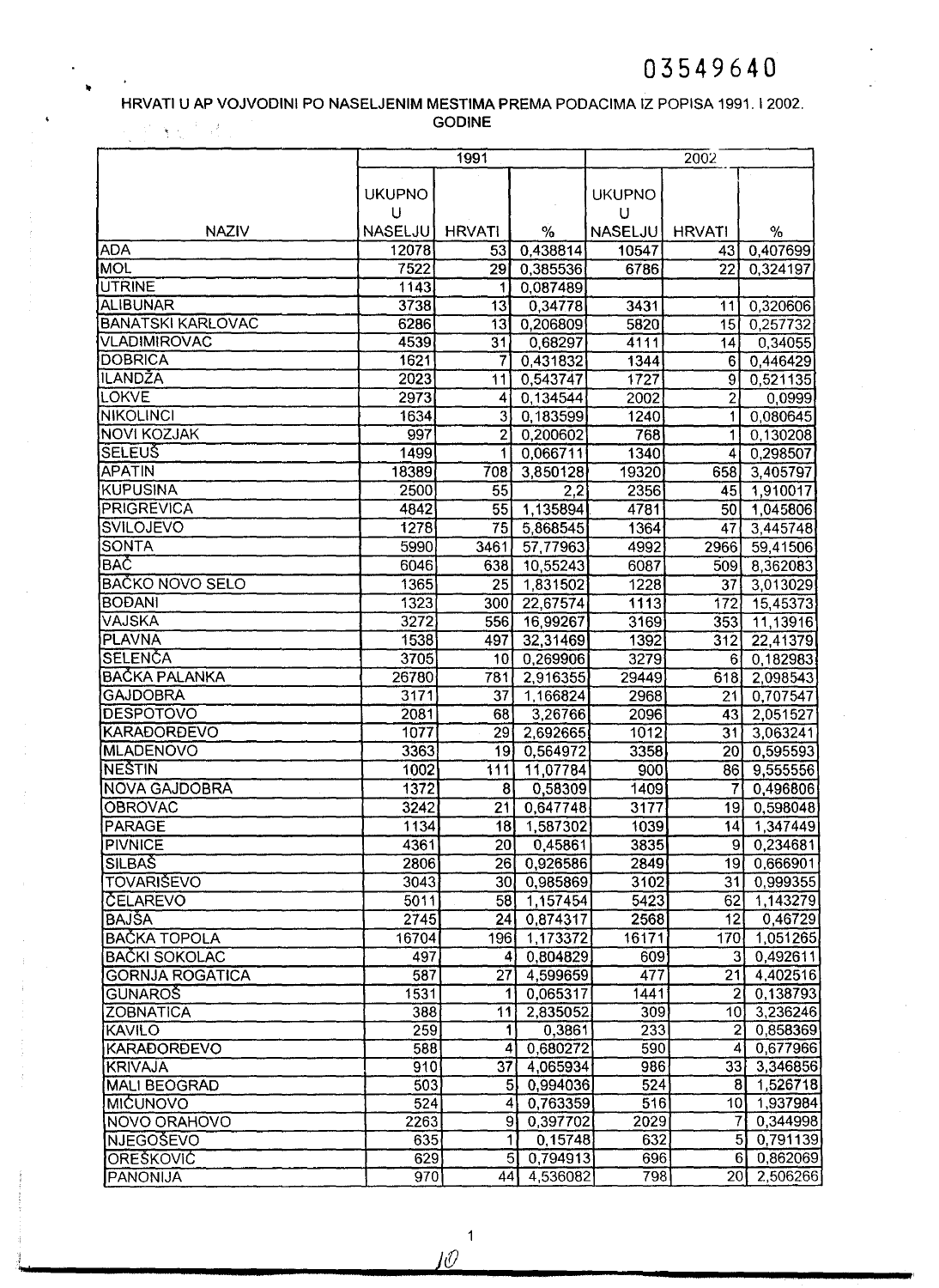03549640

HRVATI U AP VOJVODINI PO NASELJENIM MESTIMA PREMA PODACIMA IZ POPISA 1991. I 2002. GODINE

| NAZIV | 1991 | | | 2002 | | |
|---|---|---|---|---|---|---|
| | UKUPNO U NASELJU | HRVATI | % | UKUPNO U NASELJU | HRVATI | % |
| ADA | 12078 | 53 | 0,438814 | 10547 | 43 | 0,407699 |
| MOL | 7522 | 29 | 0,385536 | 6786 | 22 | 0,324197 |
| UTRINE | 1143 | 1 | 0,087489 | | | |
| ALIBUNAR | 3738 | 13 | 0,34778 | 3431 | 11 | 0,320606 |
| BANATSKI KARLOVAC | 6286 | 13 | 0,206809 | 5820 | 15 | 0,257732 |
| VLADIMIROVAC | 4539 | 31 | 0,68297 | 4111 | 14 | 0,34055 |
| DOBRICA | 1621 | 7 | 0,431832 | 1344 | 6 | 0,446429 |
| ILANDŽA | 2023 | 11 | 0,543747 | 1727 | 9 | 0,521135 |
| LOKVE | 2973 | 4 | 0,134544 | 2002 | 2 | 0,0999 |
| NIKOLINCI | 1634 | 3 | 0,183599 | 1240 | 1 | 0,080645 |
| NOVI KOZJAK | 997 | 2 | 0,200602 | 768 | 1 | 0,130208 |
| SELEUŠ | 1499 | 1 | 0,066711 | 1340 | 4 | 0,298507 |
| APATIN | 18389 | 708 | 3,850128 | 19320 | 658 | 3,405797 |
| KUPUSINA | 2500 | 55 | 2,2 | 2356 | 45 | 1,910017 |
| PRIGREVICA | 4842 | 55 | 1,135894 | 4781 | 50 | 1,045806 |
| SVILOJEVO | 1278 | 75 | 5,868545 | 1364 | 47 | 3,445748 |
| SONTA | 5990 | 3461 | 57,77963 | 4992 | 2966 | 59,41506 |
| BAČ | 6046 | 638 | 10,55243 | 6087 | 509 | 8,362083 |
| BAČKO NOVO SELO | 1365 | 25 | 1,831502 | 1228 | 37 | 3,013029 |
| BOĐANI | 1323 | 300 | 22,67574 | 1113 | 172 | 15,45373 |
| VAJSKA | 3272 | 556 | 16,99267 | 3169 | 353 | 11,13916 |
| PLAVNA | 1538 | 497 | 32,31469 | 1392 | 312 | 22,41379 |
| SELENČA | 3705 | 10 | 0,269906 | 3279 | 6 | 0,182983 |
| BAČKA PALANKA | 26780 | 781 | 2,916355 | 29449 | 618 | 2,098543 |
| GAJDOBRA | 3171 | 37 | 1,166824 | 2968 | 21 | 0,707547 |
| DESPOTOVO | 2081 | 68 | 3,26766 | 2096 | 43 | 2,051527 |
| KARAĐORĐEVO | 1077 | 29 | 2,692665 | 1012 | 31 | 3,063241 |
| MLADENOVO | 3363 | 19 | 0,564972 | 3358 | 20 | 0,595593 |
| NEŠTIN | 1002 | 111 | 11,07784 | 900 | 86 | 9,555556 |
| NOVA GAJDOBRA | 1372 | 8 | 0,58309 | 1409 | 7 | 0,496806 |
| OBROVAC | 3242 | 21 | 0,647748 | 3177 | 19 | 0,598048 |
| PARAGE | 1134 | 18 | 1,587302 | 1039 | 14 | 1,347449 |
| PIVNICE | 4361 | 20 | 0,45861 | 3835 | 9 | 0,234681 |
| SILBAŠ | 2806 | 26 | 0,926586 | 2849 | 19 | 0,666901 |
| TOVARIŠEVO | 3043 | 30 | 0,985869 | 3102 | 31 | 0,999355 |
| ČELAREVO | 5011 | 58 | 1,157454 | 5423 | 62 | 1,143279 |
| BAJŠA | 2745 | 24 | 0,874317 | 2568 | 12 | 0,46729 |
| BAČKA TOPOLA | 16704 | 196 | 1,173372 | 16171 | 170 | 1,051265 |
| BAČKI SOKOLAC | 497 | 4 | 0,804829 | 609 | 3 | 0,492611 |
| GORNJA ROGATICA | 587 | 27 | 4,599659 | 477 | 21 | 4,402516 |
| GUNAROŠ | 1531 | 1 | 0,065317 | 1441 | 2 | 0,138793 |
| ZOBNATICA | 388 | 11 | 2,835052 | 309 | 10 | 3,236246 |
| KAVILO | 259 | 1 | 0,3861 | 233 | 2 | 0,858369 |
| KARAĐORĐEVO | 588 | 4 | 0,680272 | 590 | 4 | 0,677966 |
| KRIVAJA | 910 | 37 | 4,065934 | 986 | 33 | 3,346856 |
| MALI BEOGRAD | 503 | 5 | 0,994036 | 524 | 8 | 1,526718 |
| MIĆUNOVO | 524 | 4 | 0,763359 | 516 | 10 | 1,937984 |
| NOVO ORAHOVO | 2263 | 9 | 0,397702 | 2029 | 7 | 0,344998 |
| NJEGOŠEVO | 635 | 1 | 0,15748 | 632 | 5 | 0,791139 |
| OREŠKOVIĆ | 629 | 5 | 0,794913 | 696 | 6 | 0,862069 |
| PANONIJA | 970 | 44 | 4,536082 | 798 | 20 | 2,506266 |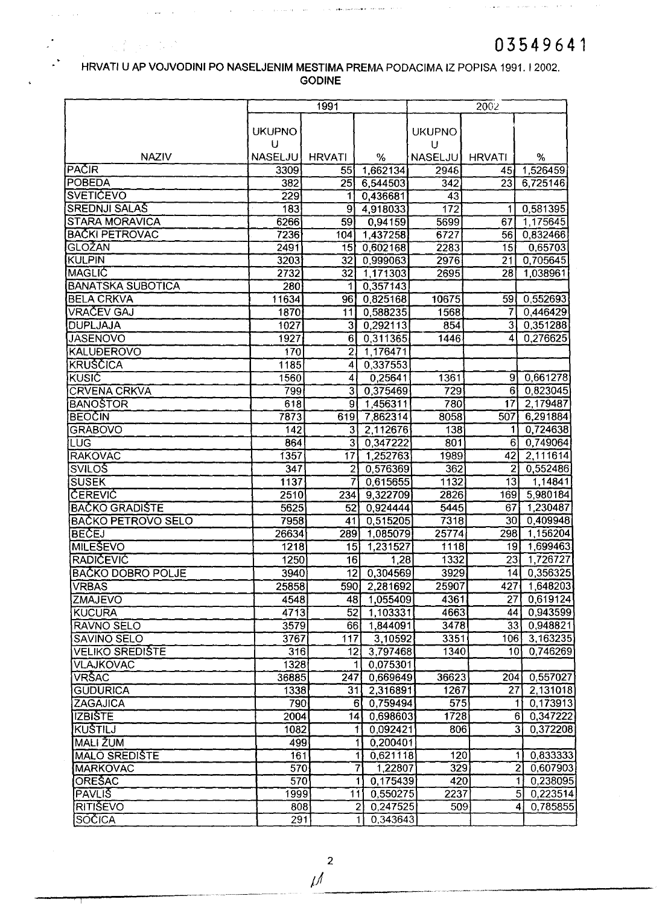03549641

HRVATI U AP VOJVODINI PO NASELJENIM MESTIMA PREMA PODACIMA IZ POPISA 1991. I 2002. GODINE

| NAZIV | 1991 | | | 2002 | | |
|---|---|---|---|---|---|---|
| | UKUPNO U NASELJU | HRVATI | % | UKUPNO U NASELJU | HRVATI | % |
| PAČIR | 3309 | 55 | 1,662134 | 2946 | 45 | 1,526459 |
| POBEDA | 382 | 25 | 6,544503 | 342 | 23 | 6,725146 |
| SVETIĆEVO | 229 | 1 | 0,436681 | 43 | | |
| SREDNJI SALAŠ | 183 | 9 | 4,918033 | 172 | 1 | 0,581395 |
| STARA MORAVICA | 6266 | 59 | 0,94159 | 5699 | 67 | 1,175645 |
| BAČKI PETROVAC | 7236 | 104 | 1,437258 | 6727 | 56 | 0,832466 |
| GLOŽAN | 2491 | 15 | 0,602168 | 2283 | 15 | 0,65703 |
| KULPIN | 3203 | 32 | 0,999063 | 2976 | 21 | 0,705645 |
| MAGLIĆ | 2732 | 32 | 1,171303 | 2695 | 28 | 1,038961 |
| BANATSKA SUBOTICA | 280 | 1 | 0,357143 | | | |
| BELA CRKVA | 11634 | 96 | 0,825168 | 10675 | 59 | 0,552693 |
| VRAČEV GAJ | 1870 | 11 | 0,588235 | 1568 | 7 | 0,446429 |
| DUPLJAJA | 1027 | 3 | 0,292113 | 854 | 3 | 0,351288 |
| JASENOVO | 1927 | 6 | 0,311365 | 1446 | 4 | 0,276625 |
| KALUĐEROVO | 170 | 2 | 1,176471 | | | |
| KRUŠČICA | 1185 | 4 | 0,337553 | | | |
| KUSIĆ | 1560 | 4 | 0,25641 | 1361 | 9 | 0,661278 |
| CRVENA CRKVA | 799 | 3 | 0,375469 | 729 | 6 | 0,823045 |
| BANOŠTOR | 618 | 9 | 1,456311 | 780 | 17 | 2,179487 |
| BEOČIN | 7873 | 619 | 7,862314 | 8058 | 507 | 6,291884 |
| GRABOVO | 142 | 3 | 2,112676 | 138 | 1 | 0,724638 |
| LUG | 864 | 3 | 0,347222 | 801 | 6 | 0,749064 |
| RAKOVAC | 1357 | 17 | 1,252763 | 1989 | 42 | 2,111614 |
| SVILOŠ | 347 | 2 | 0,576369 | 362 | 2 | 0,552486 |
| SUSEK | 1137 | 7 | 0,615655 | 1132 | 13 | 1,14841 |
| ČEREVIĆ | 2510 | 234 | 9,322709 | 2826 | 169 | 5,980184 |
| BAČKO GRADIŠTE | 5625 | 52 | 0,924444 | 5445 | 67 | 1,230487 |
| BAČKO PETROVO SELO | 7958 | 41 | 0,515205 | 7318 | 30 | 0,409948 |
| BEČEJ | 26634 | 289 | 1,085079 | 25774 | 298 | 1,156204 |
| MILEŠEVO | 1218 | 15 | 1,231527 | 1118 | 19 | 1,699463 |
| RADIČEVIĆ | 1250 | 16 | 1,28 | 1332 | 23 | 1,726727 |
| BAČKO DOBRO POLJE | 3940 | 12 | 0,304569 | 3929 | 14 | 0,356325 |
| VRBAS | 25858 | 590 | 2,281692 | 25907 | 427 | 1,648203 |
| ZMAJEVO | 4548 | 48 | 1,055409 | 4361 | 27 | 0,619124 |
| KUCURA | 4713 | 52 | 1,103331 | 4663 | 44 | 0,943599 |
| RAVNO SELO | 3579 | 66 | 1,844091 | 3478 | 33 | 0,948821 |
| SAVINO SELO | 3767 | 117 | 3,10592 | 3351 | 106 | 3,163235 |
| VELIKO SREDIŠTE | 316 | 12 | 3,797468 | 1340 | 10 | 0,746269 |
| VLAJKOVAC | 1328 | 1 | 0,075301 | | | |
| VRŠAC | 36885 | 247 | 0,669649 | 36623 | 204 | 0,557027 |
| GUDURICA | 1338 | 31 | 2,316891 | 1267 | 27 | 2,131018 |
| ZAGAJICA | 790 | 6 | 0,759494 | 575 | 1 | 0,173913 |
| IZBIŠTE | 2004 | 14 | 0,698603 | 1728 | 6 | 0,347222 |
| KUŠTILJ | 1082 | 1 | 0,092421 | 806 | 3 | 0,372208 |
| MALI ŽUM | 499 | 1 | 0,200401 | | | |
| MALO SREDIŠTE | 161 | 1 | 0,621118 | 120 | 1 | 0,833333 |
| MARKOVAC | 570 | 7 | 1,22807 | 329 | 2 | 0,607903 |
| OREŠAC | 570 | 1 | 0,175439 | 420 | 1 | 0,238095 |
| PAVLIŠ | 1999 | 11 | 0,550275 | 2237 | 5 | 0,223514 |
| RITIŠEVO | 808 | 2 | 0,247525 | 509 | 4 | 0,785855 |
| SOČICA | 291 | 1 | 0,343643 | | | |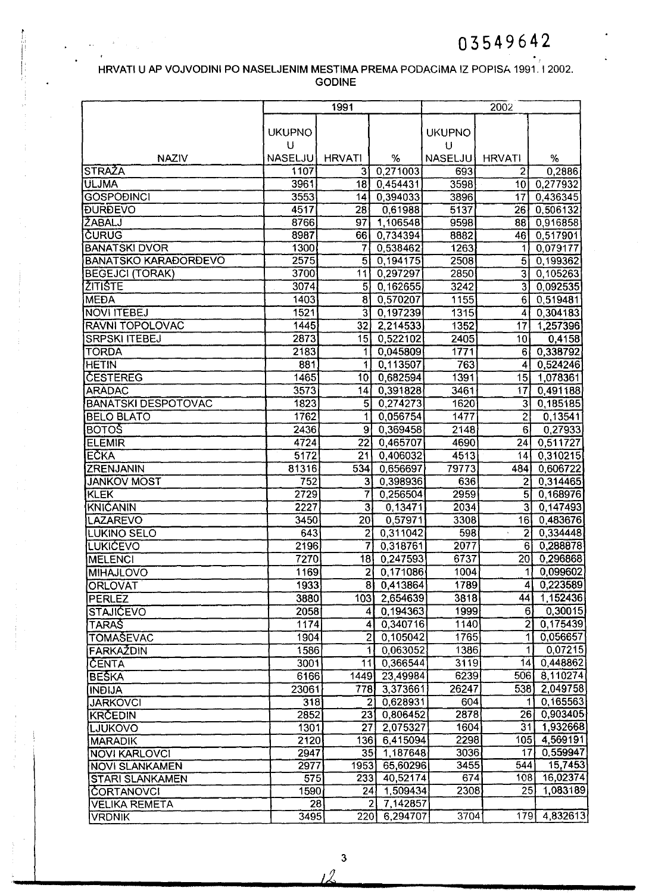03549642

HRVATI U AP VOJVODINI PO NASELJENIM MESTIMA PREMA PODACIMA IZ POPISA 1991. I 2002. GODINE

| NAZIV | 1991 | | | 2002 | | |
|---|---|---|---|---|---|---|
| | UKUPNO U NASELJU | HRVATI | % | UKUPNO U NASELJU | HRVATI | % |
| STRAŽA | 1107 | 3 | 0,271003 | 693 | 2 | 0,2886 |
| ULJMA | 3961 | 18 | 0,454431 | 3598 | 10 | 0,277932 |
| GOSPOĐINCI | 3553 | 14 | 0,394033 | 3896 | 17 | 0,436345 |
| ĐURĐEVO | 4517 | 28 | 0,61988 | 5137 | 26 | 0,506132 |
| ŽABALJ | 8766 | 97 | 1,106548 | 9598 | 88 | 0,916858 |
| ČURUG | 8987 | 66 | 0,734394 | 8882 | 46 | 0,517901 |
| BANATSKI DVOR | 1300 | 7 | 0,538462 | 1263 | 1 | 0,079177 |
| BANATSKO KARAĐORĐEVO | 2575 | 5 | 0,194175 | 2508 | 5 | 0,199362 |
| BEGEJCI (TORAK) | 3700 | 11 | 0,297297 | 2850 | 3 | 0,105263 |
| ŽITIŠTE | 3074 | 5 | 0,162655 | 3242 | 3 | 0,092535 |
| MEĐA | 1403 | 8 | 0,570207 | 1155 | 6 | 0,519481 |
| NOVI ITEBEJ | 1521 | 3 | 0,197239 | 1315 | 4 | 0,304183 |
| RAVNI TOPOLOVAC | 1445 | 32 | 2,214533 | 1352 | 17 | 1,257396 |
| SRPSKI ITEBEJ | 2873 | 15 | 0,522102 | 2405 | 10 | 0,4158 |
| TORDA | 2183 | 1 | 0,045809 | 1771 | 6 | 0,338792 |
| HETIN | 881 | 1 | 0,113507 | 763 | 4 | 0,524246 |
| ČESTEREG | 1465 | 10 | 0,682594 | 1391 | 15 | 1,078361 |
| ARADAC | 3573 | 14 | 0,391828 | 3461 | 17 | 0,491188 |
| BANATSKI DESPOTOVAC | 1823 | 5 | 0,274273 | 1620 | 3 | 0,185185 |
| BELO BLATO | 1762 | 1 | 0,056754 | 1477 | 2 | 0,13541 |
| BOTOŠ | 2436 | 9 | 0,369458 | 2148 | 6 | 0,27933 |
| ELEMIR | 4724 | 22 | 0,465707 | 4690 | 24 | 0,511727 |
| EČKA | 5172 | 21 | 0,406032 | 4513 | 14 | 0,310215 |
| ZRENJANIN | 81316 | 534 | 0,656697 | 79773 | 484 | 0,606722 |
| JANKOV MOST | 752 | 3 | 0,398936 | 636 | 2 | 0,314465 |
| KLEK | 2729 | 7 | 0,256504 | 2959 | 5 | 0,168976 |
| KNIĆANIN | 2227 | 3 | 0,13471 | 2034 | 3 | 0,147493 |
| LAZAREVO | 3450 | 20 | 0,57971 | 3308 | 16 | 0,483676 |
| LUKINO SELO | 643 | 2 | 0,311042 | 598 | 2 | 0,334448 |
| LUKIĆEVO | 2196 | 7 | 0,318761 | 2077 | 6 | 0,288878 |
| MELENCI | 7270 | 18 | 0,247593 | 6737 | 20 | 0,296868 |
| MIHAJLOVO | 1169 | 2 | 0,171086 | 1004 | 1 | 0,099602 |
| ORLOVAT | 1933 | 8 | 0,413864 | 1789 | 4 | 0,223589 |
| PERLEZ | 3880 | 103 | 2,654639 | 3818 | 44 | 1,152436 |
| STAJIĆEVO | 2058 | 4 | 0,194363 | 1999 | 6 | 0,30015 |
| TARAŠ | 1174 | 4 | 0,340716 | 1140 | 2 | 0,175439 |
| TOMAŠEVAC | 1904 | 2 | 0,105042 | 1765 | 1 | 0,056657 |
| FARKAŽDIN | 1586 | 1 | 0,063052 | 1386 | 1 | 0,07215 |
| ČENTA | 3001 | 11 | 0,366544 | 3119 | 14 | 0,448862 |
| BEŠKA | 6166 | 1449 | 23,49984 | 6239 | 506 | 8,110274 |
| INĐIJA | 23061 | 778 | 3,373661 | 26247 | 538 | 2,049758 |
| JARKOVCI | 318 | 2 | 0,628931 | 604 | 1 | 0,165563 |
| KRČEDIN | 2852 | 23 | 0,806452 | 2878 | 26 | 0,903405 |
| LJUKOVO | 1301 | 27 | 2,075327 | 1604 | 31 | 1,932668 |
| MARADIK | 2120 | 136 | 6,415094 | 2298 | 105 | 4,569191 |
| NOVI KARLOVCI | 2947 | 35 | 1,187648 | 3036 | 17 | 0,559947 |
| NOVI SLANKAMEN | 2977 | 1953 | 65,60296 | 3455 | 544 | 15,7453 |
| STARI SLANKAMEN | 575 | 233 | 40,52174 | 674 | 108 | 16,02374 |
| ČORTANOVCI | 1590 | 24 | 1,509434 | 2308 | 25 | 1,083189 |
| VELIKA REMETA | 28 | 2 | 7,142857 | | | |
| VRDNIK | 3495 | 220 | 6,294707 | 3704 | 179 | 4,832613 |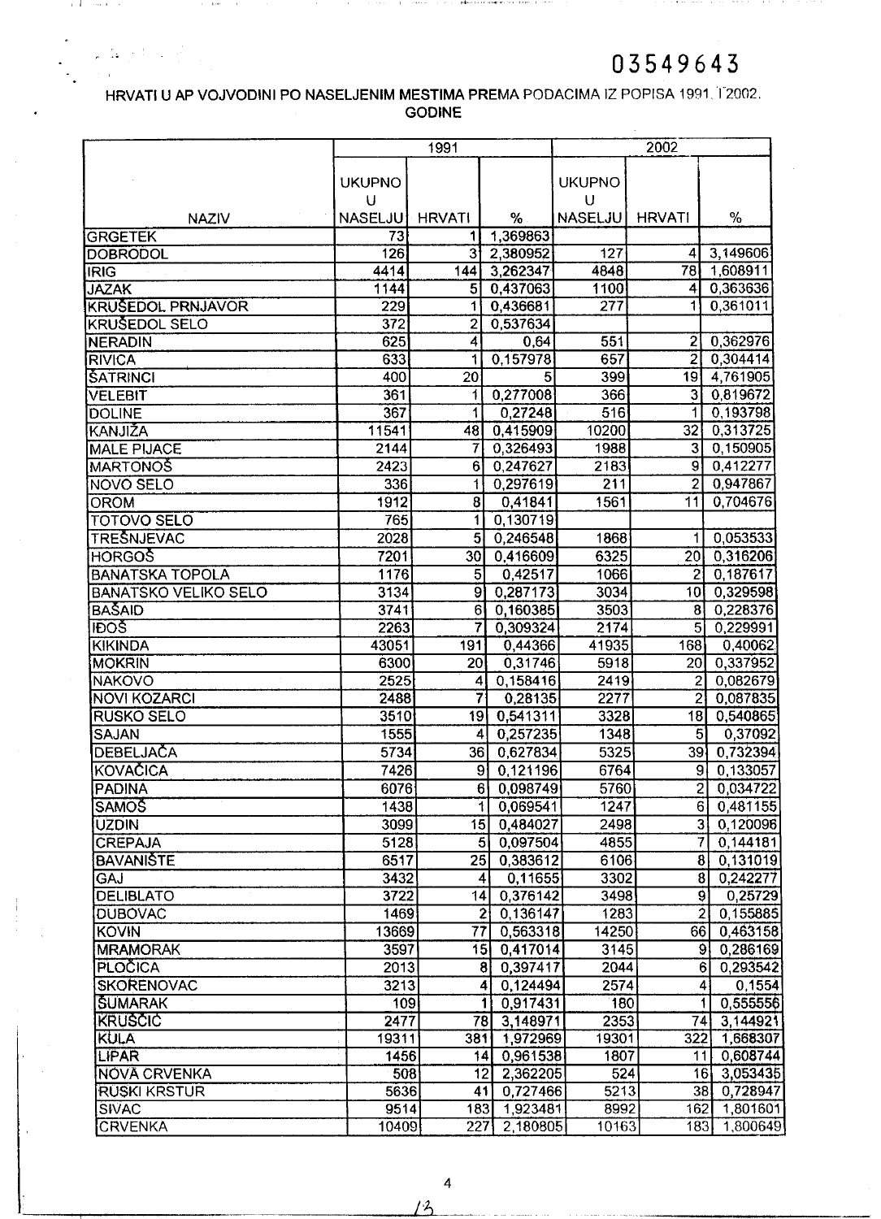03549643

HRVATI U AP VOJVODINI PO NASELJENIM MESTIMA PREMA PODACIMA IZ POPISA 1991. I 2002. GODINE

| NAZIV | 1991 | | | 2002 | | |
|---|---|---|---|---|---|---|
| | UKUPNO U NASELJU | HRVATI | % | UKUPNO U NASELJU | HRVATI | % |
| GRGETEK | 73 | 1 | 1,369863 | | | |
| DOBRODOL | 126 | 3 | 2,380952 | 127 | 4 | 3,149606 |
| IRIG | 4414 | 144 | 3,262347 | 4848 | 78 | 1,608911 |
| JAZAK | 1144 | 5 | 0,437063 | 1100 | 4 | 0,363636 |
| KRUŠEDOL PRNJAVOR | 229 | 1 | 0,436681 | 277 | 1 | 0,361011 |
| KRUŠEDOL SELO | 372 | 2 | 0,537634 | | | |
| NERADIN | 625 | 4 | 0,64 | 551 | 2 | 0,362976 |
| RIVICA | 633 | 1 | 0,157978 | 657 | 2 | 0,304414 |
| ŠATRINCI | 400 | 20 | 5 | 399 | 19 | 4,761905 |
| VELEBIT | 361 | 1 | 0,277008 | 366 | 3 | 0,819672 |
| DOLINE | 367 | 1 | 0,27248 | 516 | 1 | 0,193798 |
| KANJIŽA | 11541 | 48 | 0,415909 | 10200 | 32 | 0,313725 |
| MALE PIJACE | 2144 | 7 | 0,326493 | 1988 | 3 | 0,150905 |
| MARTONOŠ | 2423 | 6 | 0,247627 | 2183 | 9 | 0,412277 |
| NOVO SELO | 336 | 1 | 0,297619 | 211 | 2 | 0,947867 |
| OROM | 1912 | 8 | 0,41841 | 1561 | 11 | 0,704676 |
| TOTOVO SELO | 765 | 1 | 0,130719 | | | |
| TREŠNJEVAC | 2028 | 5 | 0,246548 | 1868 | 1 | 0,053533 |
| HORGOŠ | 7201 | 30 | 0,416609 | 6325 | 20 | 0,316206 |
| BANATSKA TOPOLA | 1176 | 5 | 0,42517 | 1066 | 2 | 0,187617 |
| BANATSKO VELIKO SELO | 3134 | 9 | 0,287173 | 3034 | 10 | 0,329598 |
| BAŠAID | 3741 | 6 | 0,160385 | 3503 | 8 | 0,228376 |
| IĐOŠ | 2263 | 7 | 0,309324 | 2174 | 5 | 0,229991 |
| KIKINDA | 43051 | 191 | 0,44366 | 41935 | 168 | 0,40062 |
| MOKRIN | 6300 | 20 | 0,31746 | 5918 | 20 | 0,337952 |
| NAKOVO | 2525 | 4 | 0,158416 | 2419 | 2 | 0,082679 |
| NOVI KOZARCI | 2488 | 7 | 0,28135 | 2277 | 2 | 0,087835 |
| RUSKO SELO | 3510 | 19 | 0,541311 | 3328 | 18 | 0,540865 |
| SAJAN | 1555 | 4 | 0,257235 | 1348 | 5 | 0,37092 |
| DEBELJAČA | 5734 | 36 | 0,627834 | 5325 | 39 | 0,732394 |
| KOVAČICA | 7426 | 9 | 0,121196 | 6764 | 9 | 0,133057 |
| PADINA | 6076 | 6 | 0,098749 | 5760 | 2 | 0,034722 |
| SAMOŠ | 1438 | 1 | 0,069541 | 1247 | 6 | 0,481155 |
| UZDIN | 3099 | 15 | 0,484027 | 2498 | 3 | 0,120096 |
| CREPAJA | 5128 | 5 | 0,097504 | 4855 | 7 | 0,144181 |
| BAVANIŠTE | 6517 | 25 | 0,383612 | 6106 | 8 | 0,131019 |
| GAJ | 3432 | 4 | 0,11655 | 3302 | 8 | 0,242277 |
| DELIBLATO | 3722 | 14 | 0,376142 | 3498 | 9 | 0,25729 |
| DUBOVAC | 1469 | 2 | 0,136147 | 1283 | 2 | 0,155885 |
| KOVIN | 13669 | 77 | 0,563318 | 14250 | 66 | 0,463158 |
| MRAMORAK | 3597 | 15 | 0,417014 | 3145 | 9 | 0,286169 |
| PLOČICA | 2013 | 8 | 0,397417 | 2044 | 6 | 0,293542 |
| SKOREN​OVAC | 3213 | 4 | 0,124494 | 2574 | 4 | 0,1554 |
| ŠUMARAK | 109 | 1 | 0,917431 | 180 | 1 | 0,555556 |
| KRUŠČIĆ | 2477 | 78 | 3,148971 | 2353 | 74 | 3,144921 |
| KULA | 19311 | 381 | 1,972969 | 19301 | 322 | 1,668307 |
| LIPAR | 1456 | 14 | 0,961538 | 1807 | 11 | 0,608744 |
| NOVA CRVENKA | 508 | 12 | 2,362205 | 524 | 16 | 3,053435 |
| RUSKI KRSTUR | 5636 | 41 | 0,727466 | 5213 | 38 | 0,728947 |
| SIVAC | 9514 | 183 | 1,923481 | 8992 | 162 | 1,801601 |
| CRVENKA | 10409 | 227 | 2,180805 | 10163 | 183 | 1,800649 |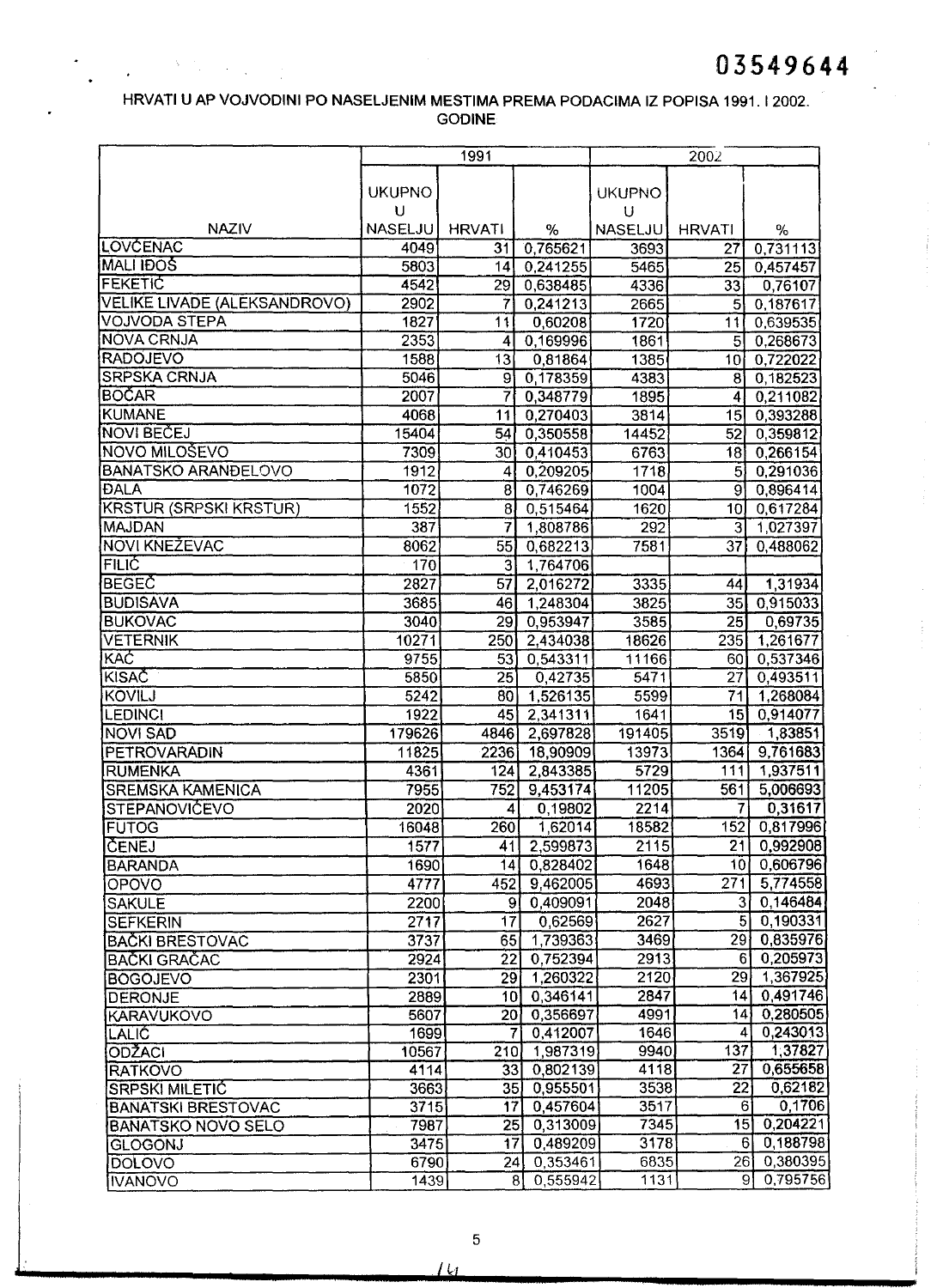03549644

HRVATI U AP VOJVODINI PO NASELJENIM MESTIMA PREMA PODACIMA IZ POPISA 1991. I 2002. GODINE

| NAZIV | 1991 | | | 2002 | | |
|---|---|---|---|---|---|---|
| | UKUPNO U NASELJU | HRVATI | % | UKUPNO U NASELJU | HRVATI | % |
| LOVĆENAC | 4049 | 31 | 0,765621 | 3693 | 27 | 0,731113 |
| MALI IĐOŠ | 5803 | 14 | 0,241255 | 5465 | 25 | 0,457457 |
| FEKETIĆ | 4542 | 29 | 0,638485 | 4336 | 33 | 0,76107 |
| VELIKE LIVADE (ALEKSANDROVO) | 2902 | 7 | 0,241213 | 2665 | 5 | 0,187617 |
| VOJVODA STEPA | 1827 | 11 | 0,60208 | 1720 | 11 | 0,639535 |
| NOVA CRNJA | 2353 | 4 | 0,169996 | 1861 | 5 | 0,268673 |
| RADOJEVO | 1588 | 13 | 0,81864 | 1385 | 10 | 0,722022 |
| SRPSKA CRNJA | 5046 | 9 | 0,178359 | 4383 | 8 | 0,182523 |
| BOČAR | 2007 | 7 | 0,348779 | 1895 | 4 | 0,211082 |
| KUMANE | 4068 | 11 | 0,270403 | 3814 | 15 | 0,393288 |
| NOVI BEČEJ | 15404 | 54 | 0,350558 | 14452 | 52 | 0,359812 |
| NOVO MILOŠEVO | 7309 | 30 | 0,410453 | 6763 | 18 | 0,266154 |
| BANATSKO ARANĐELOVO | 1912 | 4 | 0,209205 | 1718 | 5 | 0,291036 |
| ĐALA | 1072 | 8 | 0,746269 | 1004 | 9 | 0,896414 |
| KRSTUR (SRPSKI KRSTUR) | 1552 | 8 | 0,515464 | 1620 | 10 | 0,617284 |
| MAJDAN | 387 | 7 | 1,808786 | 292 | 3 | 1,027397 |
| NOVI KNEŽEVAC | 8062 | 55 | 0,682213 | 7581 | 37 | 0,488062 |
| FILIĆ | 170 | 3 | 1,764706 | | | |
| BEGEČ | 2827 | 57 | 2,016272 | 3335 | 44 | 1,31934 |
| BUDISAVA | 3685 | 46 | 1,248304 | 3825 | 35 | 0,915033 |
| BUKOVAC | 3040 | 29 | 0,953947 | 3585 | 25 | 0,69735 |
| VETERNIK | 10271 | 250 | 2,434038 | 18626 | 235 | 1,261677 |
| KAĆ | 9755 | 53 | 0,543311 | 11166 | 60 | 0,537346 |
| KISAČ | 5850 | 25 | 0,42735 | 5471 | 27 | 0,493511 |
| KOVILJ | 5242 | 80 | 1,526135 | 5599 | 71 | 1,268084 |
| LEDINCI | 1922 | 45 | 2,341311 | 1641 | 15 | 0,914077 |
| NOVI SAD | 179626 | 4846 | 2,697828 | 191405 | 3519 | 1,83851 |
| PETROVARADIN | 11825 | 2236 | 18,90909 | 13973 | 1364 | 9,761683 |
| RUMENKA | 4361 | 124 | 2,843385 | 5729 | 111 | 1,937511 |
| SREMSKA KAMENICA | 7955 | 752 | 9,453174 | 11205 | 561 | 5,006693 |
| STEPANOVIĆEVO | 2020 | 4 | 0,19802 | 2214 | 7 | 0,31617 |
| FUTOG | 16048 | 260 | 1,62014 | 18582 | 152 | 0,817996 |
| ČENEJ | 1577 | 41 | 2,599873 | 2115 | 21 | 0,992908 |
| BARANDA | 1690 | 14 | 0,828402 | 1648 | 10 | 0,606796 |
| OPOVO | 4777 | 452 | 9,462005 | 4693 | 271 | 5,774558 |
| SAKULE | 2200 | 9 | 0,409091 | 2048 | 3 | 0,146484 |
| SEFKERIN | 2717 | 17 | 0,62569 | 2627 | 5 | 0,190331 |
| BAČKI BRESTOVAC | 3737 | 65 | 1,739363 | 3469 | 29 | 0,835976 |
| BAČKI GRAČAC | 2924 | 22 | 0,752394 | 2913 | 6 | 0,205973 |
| BOGOJEVO | 2301 | 29 | 1,260322 | 2120 | 29 | 1,367925 |
| DERONJE | 2889 | 10 | 0,346141 | 2847 | 14 | 0,491746 |
| KARAVUKOVO | 5607 | 20 | 0,356697 | 4991 | 14 | 0,280505 |
| LALIĆ | 1699 | 7 | 0,412007 | 1646 | 4 | 0,243013 |
| ODŽACI | 10567 | 210 | 1,987319 | 9940 | 137 | 1,37827 |
| RATKOVO | 4114 | 33 | 0,802139 | 4118 | 27 | 0,655658 |
| SRPSKI MILETIĆ | 3663 | 35 | 0,955501 | 3538 | 22 | 0,62182 |
| BANATSKI BRESTOVAC | 3715 | 17 | 0,457604 | 3517 | 6 | 0,1706 |
| BANATSKO NOVO SELO | 7987 | 25 | 0,313009 | 7345 | 15 | 0,204221 |
| GLOGONJ | 3475 | 17 | 0,489209 | 3178 | 6 | 0,188798 |
| DOLOVO | 6790 | 24 | 0,353461 | 6835 | 26 | 0,380395 |
| IVANOVO | 1439 | 8 | 0,555942 | 1131 | 9 | 0,795756 |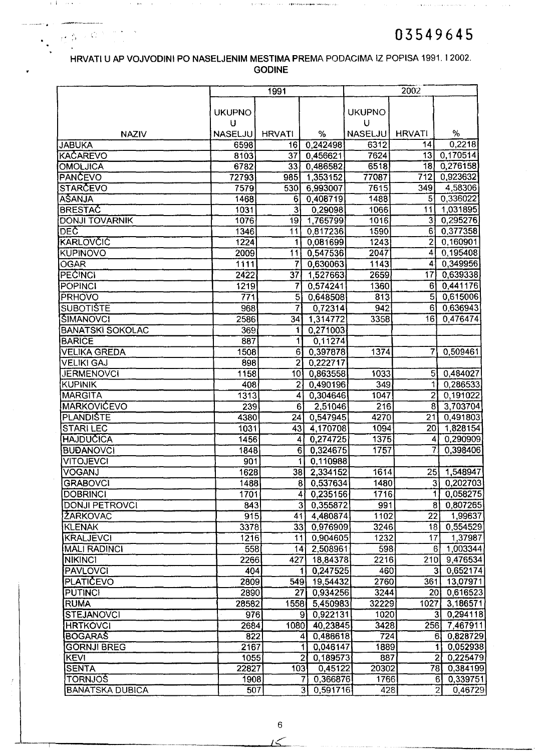03549645

HRVATI U AP VOJVODINI PO NASELJENIM MESTIMA PREMA PODACIMA IZ POPISA 1991. I 2002. GODINE

| NAZIV | 1991 | | | 2002 | | |
|---|---|---|---|---|---|---|
| | UKUPNO U NASELJU | HRVATI | % | UKUPNO U NASELJU | HRVATI | % |
| JABUKA | 6598 | 16 | 0,242498 | 6312 | 14 | 0,2218 |
| KAČAREVO | 8103 | 37 | 0,456621 | 7624 | 13 | 0,170514 |
| OMOLJICA | 6782 | 33 | 0,486582 | 6518 | 18 | 0,276158 |
| PANČEVO | 72793 | 985 | 1,353152 | 77087 | 712 | 0,923632 |
| STARČEVO | 7579 | 530 | 6,993007 | 7615 | 349 | 4,58306 |
| AŠANJA | 1468 | 6 | 0,408719 | 1488 | 5 | 0,336022 |
| BRESTAČ | 1031 | 3 | 0,29098 | 1066 | 11 | 1,031895 |
| DONJI TOVARNIK | 1076 | 19 | 1,765799 | 1016 | 3 | 0,295276 |
| DEČ | 1346 | 11 | 0,817236 | 1590 | 6 | 0,377358 |
| KARLOVČIĆ | 1224 | 1 | 0,081699 | 1243 | 2 | 0,160901 |
| KUPINOVO | 2009 | 11 | 0,547536 | 2047 | 4 | 0,195408 |
| OGAR | 1111 | 7 | 0,630063 | 1143 | 4 | 0,349956 |
| PEĆINCI | 2422 | 37 | 1,527663 | 2659 | 17 | 0,639338 |
| POPINCI | 1219 | 7 | 0,574241 | 1360 | 6 | 0,441176 |
| PRHOVO | 771 | 5 | 0,648508 | 813 | 5 | 0,615006 |
| SUBOTIŠTE | 968 | 7 | 0,72314 | 942 | 6 | 0,636943 |
| ŠIMANOVCI | 2586 | 34 | 1,314772 | 3358 | 16 | 0,476474 |
| BANATSKI SOKOLAC | 369 | 1 | 0,271003 | | | |
| BARICE | 887 | 1 | 0,11274 | | | |
| VELIKA GREDA | 1508 | 6 | 0,397878 | 1374 | 7 | 0,509461 |
| VELIKI GAJ | 898 | 2 | 0,222717 | | | |
| JERMENOVCI | 1158 | 10 | 0,863558 | 1033 | 5 | 0,484027 |
| KUPINIK | 408 | 2 | 0,490196 | 349 | 1 | 0,286533 |
| MARGITA | 1313 | 4 | 0,304646 | 1047 | 2 | 0,191022 |
| MARKOVIĆEVO | 239 | 6 | 2,51046 | 216 | 8 | 3,703704 |
| PLANDIŠTE | 4380 | 24 | 0,547945 | 4270 | 21 | 0,491803 |
| STARI LEC | 1031 | 43 | 4,170708 | 1094 | 20 | 1,828154 |
| HAJDUČICA | 1456 | 4 | 0,274725 | 1375 | 4 | 0,290909 |
| BUĐANOVCI | 1848 | 6 | 0,324675 | 1757 | 7 | 0,398406 |
| VITOJEVCI | 901 | 1 | 0,110988 | | | |
| VOGANJ | 1628 | 38 | 2,334152 | 1614 | 25 | 1,548947 |
| GRABOVCI | 1488 | 8 | 0,537634 | 1480 | 3 | 0,202703 |
| DOBRINCI | 1701 | 4 | 0,235156 | 1716 | 1 | 0,058275 |
| DONJI PETROVCI | 843 | 3 | 0,355872 | 991 | 8 | 0,807265 |
| ŽARKOVAC | 915 | 41 | 4,480874 | 1102 | 22 | 1,99637 |
| KLENAK | 3378 | 33 | 0,976909 | 3246 | 18 | 0,554529 |
| KRALJEVCI | 1216 | 11 | 0,904605 | 1232 | 17 | 1,37987 |
| MALI RADINCI | 558 | 14 | 2,508961 | 598 | 6 | 1,003344 |
| NIKINCI | 2266 | 427 | 18,84378 | 2216 | 210 | 9,476534 |
| PAVLOVCI | 404 | 1 | 0,247525 | 460 | 3 | 0,652174 |
| PLATIČEVO | 2809 | 549 | 19,54432 | 2760 | 361 | 13,07971 |
| PUTINCI | 2890 | 27 | 0,934256 | 3244 | 20 | 0,616523 |
| RUMA | 28582 | 1558 | 5,450983 | 32229 | 1027 | 3,186571 |
| STEJANOVCI | 976 | 9 | 0,922131 | 1020 | 3 | 0,294118 |
| HRTKOVCI | 2684 | 1080 | 40,23845 | 3428 | 256 | 7,467911 |
| BOGARAŠ | 822 | 4 | 0,486618 | 724 | 6 | 0,828729 |
| GORNJI BREG | 2167 | 1 | 0,046147 | 1889 | 1 | 0,052938 |
| KEVI | 1055 | 2 | 0,189573 | 887 | 2 | 0,225479 |
| SENTA | 22827 | 103 | 0,45122 | 20302 | 78 | 0,384199 |
| TORNJOŠ | 1908 | 7 | 0,366876 | 1766 | 6 | 0,339751 |
| BANATSKA DUBICA | 507 | 3 | 0,591716 | 428 | 2 | 0,46729 |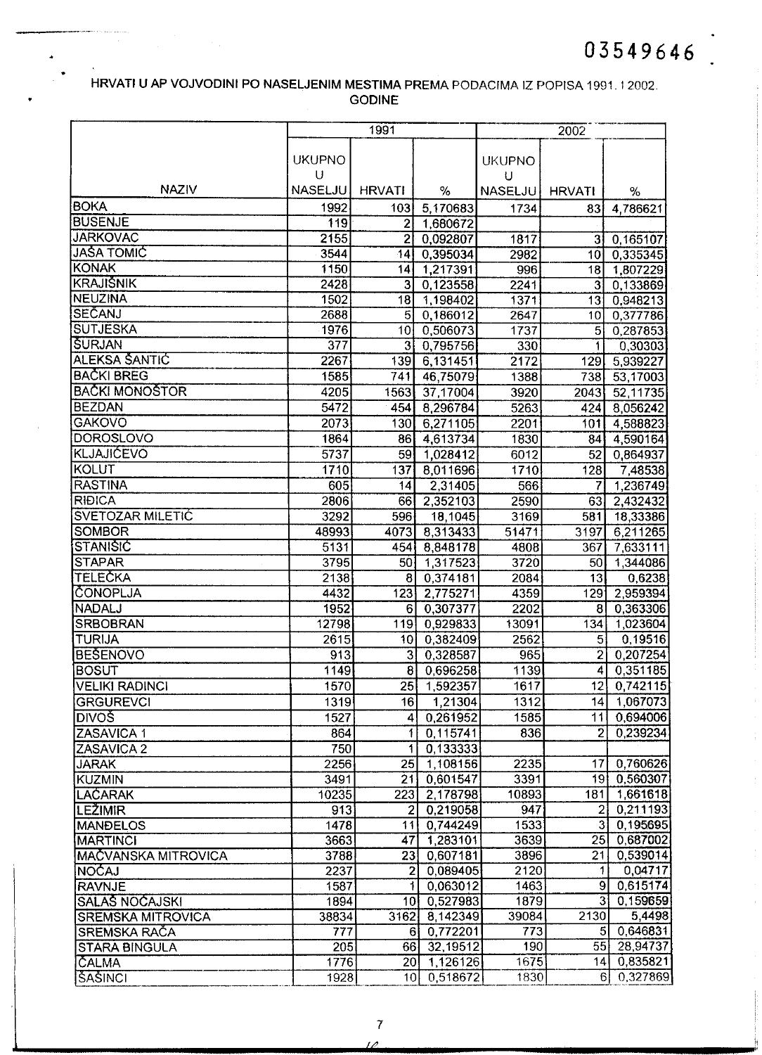03549646

HRVATI U AP VOJVODINI PO NASELJENIM MESTIMA PREMA PODACIMA IZ POPISA 1991. I 2002. GODINE

| NAZIV | 1991 | | | 2002 | | |
|---|---|---|---|---|---|---|
| | UKUPNO U NASELJU | HRVATI | % | UKUPNO U NASELJU | HRVATI | % |
| BOKA | 1992 | 103 | 5,170683 | 1734 | 83 | 4,786621 |
| BUSENJE | 119 | 2 | 1,680672 | | | |
| JARKOVAC | 2155 | 2 | 0,092807 | 1817 | 3 | 0,165107 |
| JAŠA TOMIĆ | 3544 | 14 | 0,395034 | 2982 | 10 | 0,335345 |
| KONAK | 1150 | 14 | 1,217391 | 996 | 18 | 1,807229 |
| KRAJIŠNIK | 2428 | 3 | 0,123558 | 2241 | 3 | 0,133869 |
| NEUZINA | 1502 | 18 | 1,198402 | 1371 | 13 | 0,948213 |
| SEČANJ | 2688 | 5 | 0,186012 | 2647 | 10 | 0,377786 |
| SUTJESKA | 1976 | 10 | 0,506073 | 1737 | 5 | 0,287853 |
| ŠURJAN | 377 | 3 | 0,795756 | 330 | 1 | 0,30303 |
| ALEKSA ŠANTIĆ | 2267 | 139 | 6,131451 | 2172 | 129 | 5,939227 |
| BAČKI BREG | 1585 | 741 | 46,75079 | 1388 | 738 | 53,17003 |
| BAČKI MONOŠTOR | 4205 | 1563 | 37,17004 | 3920 | 2043 | 52,11735 |
| BEZDAN | 5472 | 454 | 8,296784 | 5263 | 424 | 8,056242 |
| GAKOVO | 2073 | 130 | 6,271105 | 2201 | 101 | 4,588823 |
| DOROSLOVO | 1864 | 86 | 4,613734 | 1830 | 84 | 4,590164 |
| KLJAJIĆEVO | 5737 | 59 | 1,028412 | 6012 | 52 | 0,864937 |
| KOLUT | 1710 | 137 | 8,011696 | 1710 | 128 | 7,48538 |
| RASTINA | 605 | 14 | 2,31405 | 566 | 7 | 1,236749 |
| RIĐICA | 2806 | 66 | 2,352103 | 2590 | 63 | 2,432432 |
| SVETOZAR MILETIĆ | 3292 | 596 | 18,1045 | 3169 | 581 | 18,33386 |
| SOMBOR | 48993 | 4073 | 8,313433 | 51471 | 3197 | 6,211265 |
| STANIŠIĆ | 5131 | 454 | 8,848178 | 4808 | 367 | 7,633111 |
| STAPAR | 3795 | 50 | 1,317523 | 3720 | 50 | 1,344086 |
| TELEČKA | 2138 | 8 | 0,374181 | 2084 | 13 | 0,6238 |
| ČONOPLJA | 4432 | 123 | 2,775271 | 4359 | 129 | 2,959394 |
| NADALJ | 1952 | 6 | 0,307377 | 2202 | 8 | 0,363306 |
| SRBOBRAN | 12798 | 119 | 0,929833 | 13091 | 134 | 1,023604 |
| TURIJA | 2615 | 10 | 0,382409 | 2562 | 5 | 0,19516 |
| BEŠENOVO | 913 | 3 | 0,328587 | 965 | 2 | 0,207254 |
| BOSUT | 1149 | 8 | 0,696258 | 1139 | 4 | 0,351185 |
| VELIKI RADINCI | 1570 | 25 | 1,592357 | 1617 | 12 | 0,742115 |
| GRGUREVCI | 1319 | 16 | 1,21304 | 1312 | 14 | 1,067073 |
| DIVOŠ | 1527 | 4 | 0,261952 | 1585 | 11 | 0,694006 |
| ZASAVICA 1 | 864 | 1 | 0,115741 | 836 | 2 | 0,239234 |
| ZASAVICA 2 | 750 | 1 | 0,133333 | | | |
| JARAK | 2256 | 25 | 1,108156 | 2235 | 17 | 0,760626 |
| KUZMIN | 3491 | 21 | 0,601547 | 3391 | 19 | 0,560307 |
| LAĆARAK | 10235 | 223 | 2,178798 | 10893 | 181 | 1,661618 |
| LEŽIMIR | 913 | 2 | 0,219058 | 947 | 2 | 0,211193 |
| MANĐELOS | 1478 | 11 | 0,744249 | 1533 | 3 | 0,195695 |
| MARTINCI | 3663 | 47 | 1,283101 | 3639 | 25 | 0,687002 |
| MAČVANSKA MITROVICA | 3788 | 23 | 0,607181 | 3896 | 21 | 0,539014 |
| NOĆAJ | 2237 | 2 | 0,089405 | 2120 | 1 | 0,04717 |
| RAVNJE | 1587 | 1 | 0,063012 | 1463 | 9 | 0,615174 |
| SALAŠ NOĆAJSKI | 1894 | 10 | 0,527983 | 1879 | 3 | 0,159659 |
| SREMSKA MITROVICA | 38834 | 3162 | 8,142349 | 39084 | 2130 | 5,4498 |
| SREMSKA RAČA | 777 | 6 | 0,772201 | 773 | 5 | 0,646831 |
| STARA BINGULA | 205 | 66 | 32,19512 | 190 | 55 | 28,94737 |
| ČALMA | 1776 | 20 | 1,126126 | 1675 | 14 | 0,835821 |
| ŠAŠINCI | 1928 | 10 | 0,518672 | 1830 | 6 | 0,327869 |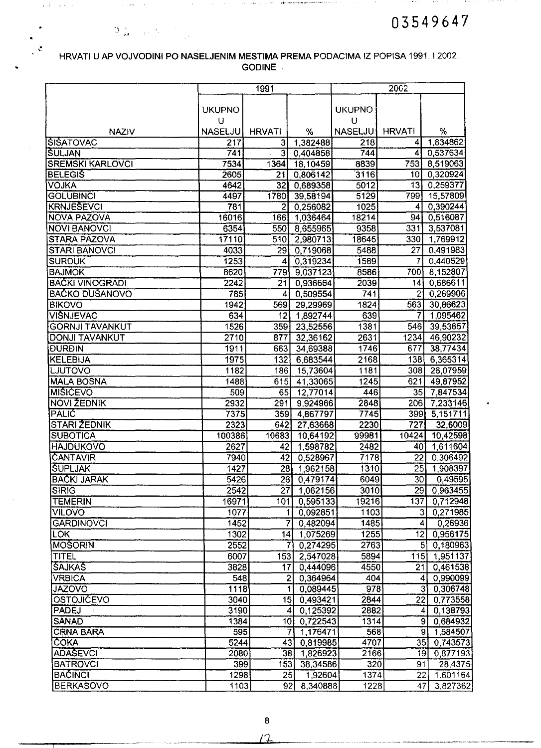HRVATI U AP VOJVODINI PO NASELJENIM MESTIMA PREMA PODACIMA IZ POPISA 1991. I 2002. GODINE

| NAZIV | 1991 | | | 2002 | | |
|---|---|---|---|---|---|---|
| | UKUPNO U NASELJU | HRVATI | % | UKUPNO U NASELJU | HRVATI | % |
| ŠIŠATOVAC | 217 | 3 | 1,382488 | 218 | 4 | 1,834862 |
| ŠULJAN | 741 | 3 | 0,404858 | 744 | 4 | 0,537634 |
| SREMSKI KARLOVCI | 7534 | 1364 | 18,10459 | 8839 | 753 | 8,519063 |
| BELEGIŠ | 2605 | 21 | 0,806142 | 3116 | 10 | 0,320924 |
| VOJKA | 4642 | 32 | 0,689358 | 5012 | 13 | 0,259377 |
| GOLUBINCI | 4497 | 1780 | 39,58194 | 5129 | 799 | 15,57809 |
| KRNJEŠEVCI | 781 | 2 | 0,256082 | 1025 | 4 | 0,390244 |
| NOVA PAZOVA | 16016 | 166 | 1,036464 | 18214 | 94 | 0,516087 |
| NOVI BANOVCI | 6354 | 550 | 8,655965 | 9358 | 331 | 3,537081 |
| STARA PAZOVA | 17110 | 510 | 2,980713 | 18645 | 330 | 1,769912 |
| STARI BANOVCI | 4033 | 29 | 0,719068 | 5488 | 27 | 0,491983 |
| SURDUK | 1253 | 4 | 0,319234 | 1589 | 7 | 0,440529 |
| BAJMOK | 8620 | 779 | 9,037123 | 8586 | 700 | 8,152807 |
| BAČKI VINOGRADI | 2242 | 21 | 0,936664 | 2039 | 14 | 0,686611 |
| BAČKO DUŠANOVO | 785 | 4 | 0,509554 | 741 | 2 | 0,269906 |
| BIKOVO | 1942 | 569 | 29,29969 | 1824 | 563 | 30,86623 |
| VIŠNJEVAC | 634 | 12 | 1,892744 | 639 | 7 | 1,095462 |
| GORNJI TAVANKUT | 1526 | 359 | 23,52556 | 1381 | 546 | 39,53657 |
| DONJI TAVANKUT | 2710 | 877 | 32,36162 | 2631 | 1234 | 46,90232 |
| ĐURĐIN | 1911 | 663 | 34,69388 | 1746 | 677 | 38,77434 |
| KELEBIJA | 1975 | 132 | 6,683544 | 2168 | 138 | 6,365314 |
| LJUTOVO | 1182 | 186 | 15,73604 | 1181 | 308 | 26,07959 |
| MALA BOSNA | 1488 | 615 | 41,33065 | 1245 | 621 | 49,87952 |
| MIŠIĆEVO | 509 | 65 | 12,77014 | 446 | 35 | 7,847534 |
| NOVI ŽEDNIK | 2932 | 291 | 9,924966 | 2848 | 206 | 7,233146 |
| PALIĆ | 7375 | 359 | 4,867797 | 7745 | 399 | 5,151711 |
| STARI ŽEDNIK | 2323 | 642 | 27,63668 | 2230 | 727 | 32,6009 |
| SUBOTICA | 100386 | 10683 | 10,64192 | 99981 | 10424 | 10,42598 |
| HAJDUKOVO | 2627 | 42 | 1,598782 | 2482 | 40 | 1,611604 |
| ČANTAVIR | 7940 | 42 | 0,528967 | 7178 | 22 | 0,306492 |
| ŠUPLJAK | 1427 | 28 | 1,962158 | 1310 | 25 | 1,908397 |
| BAČKI JARAK | 5426 | 26 | 0,479174 | 6049 | 30 | 0,49595 |
| SIRIG | 2542 | 27 | 1,062156 | 3010 | 29 | 0,963455 |
| TEMERIN | 16971 | 101 | 0,595133 | 19216 | 137 | 0,712948 |
| VILOVO | 1077 | 1 | 0,092851 | 1103 | 3 | 0,271985 |
| GARDINOVCI | 1452 | 7 | 0,482094 | 1485 | 4 | 0,26936 |
| LOK | 1302 | 14 | 1,075269 | 1255 | 12 | 0,956175 |
| MOŠORIN | 2552 | 7 | 0,274295 | 2763 | 5 | 0,180963 |
| TITEL | 6007 | 153 | 2,547028 | 5894 | 115 | 1,951137 |
| ŠAJKAŠ | 3828 | 17 | 0,444096 | 4550 | 21 | 0,461538 |
| VRBICA | 548 | 2 | 0,364964 | 404 | 4 | 0,990099 |
| JAZOVO | 1118 | 1 | 0,089445 | 978 | 3 | 0,306748 |
| OSTOJIĆEVO | 3040 | 15 | 0,493421 | 2844 | 22 | 0,773558 |
| PADEJ | 3190 | 4 | 0,125392 | 2882 | 4 | 0,138793 |
| SANAD | 1384 | 10 | 0,722543 | 1314 | 9 | 0,684932 |
| CRNA BARA | 595 | 7 | 1,176471 | 568 | 9 | 1,584507 |
| ČOKA | 5244 | 43 | 0,819985 | 4707 | 35 | 0,743573 |
| ADAŠEVCI | 2080 | 38 | 1,826923 | 2166 | 19 | 0,877193 |
| BATROVCI | 399 | 153 | 38,34586 | 320 | 91 | 28,4375 |
| BAČINCI | 1298 | 25 | 1,92604 | 1374 | 22 | 1,601164 |
| BERKASOVO | 1103 | 92 | 8,340888 | 1228 | 47 | 3,827362 |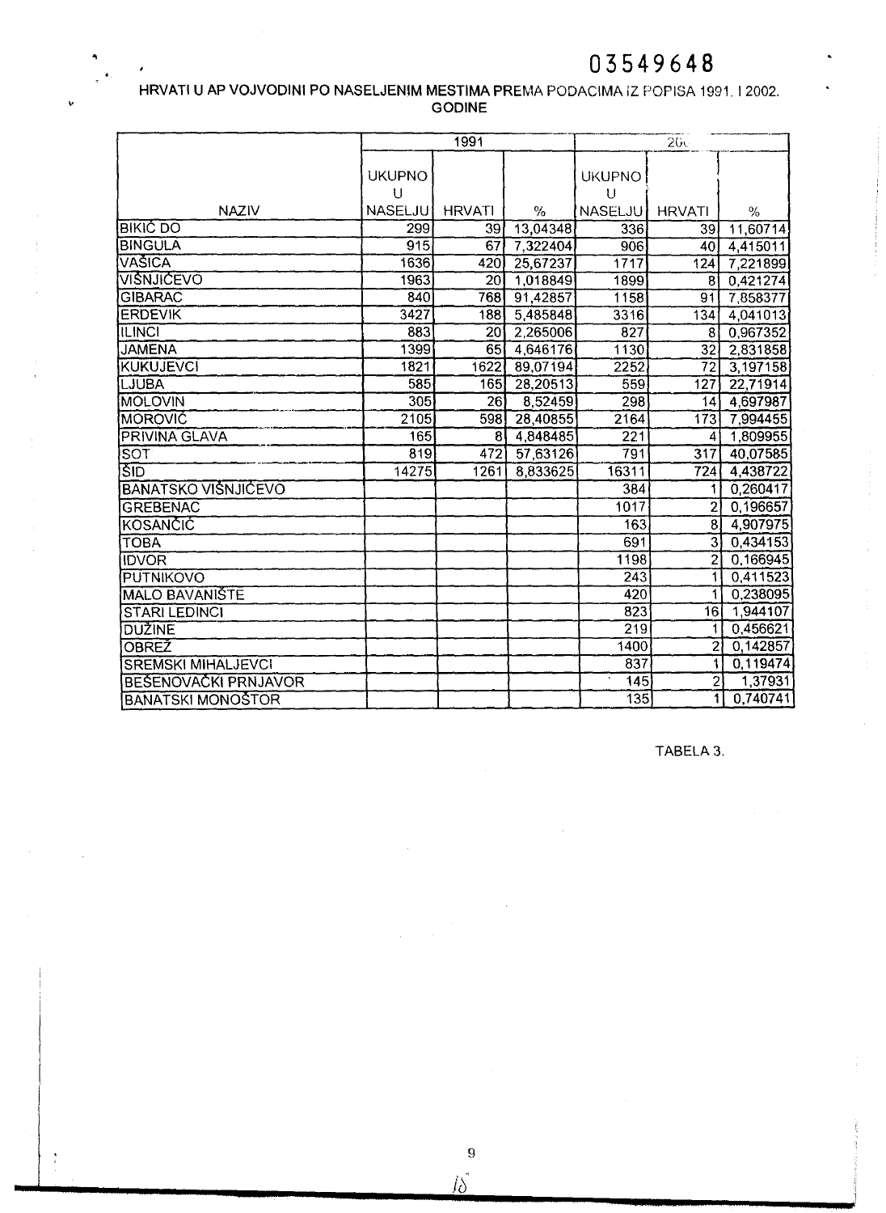03549648

HRVATI U AP VOJVODINI PO NASELJENIM MESTIMA PREMA PODACIMA IZ POPISA 1991. I 2002. GODINE

| NAZIV | 1991 | | | 2002 | | |
|---|---|---|---|---|---|---|
| | UKUPNO U NASELJU | HRVATI | % | UKUPNO U NASELJU | HRVATI | % |
| BIKIĆ DO | 299 | 39 | 13,04348 | 336 | 39 | 11,60714 |
| BINGULA | 915 | 67 | 7,322404 | 906 | 40 | 4,415011 |
| VAŠICA | 1636 | 420 | 25,67237 | 1717 | 124 | 7,221899 |
| VIŠNJIĆEVO | 1963 | 20 | 1,018849 | 1899 | 8 | 0,421274 |
| GIBARAC | 840 | 768 | 91,42857 | 1158 | 91 | 7,858377 |
| ERDEVIK | 3427 | 188 | 5,485848 | 3316 | 134 | 4,041013 |
| ILINCI | 883 | 20 | 2,265006 | 827 | 8 | 0,967352 |
| JAMENA | 1399 | 65 | 4,646176 | 1130 | 32 | 2,831858 |
| KUKUJEVCI | 1821 | 1622 | 89,07194 | 2252 | 72 | 3,197158 |
| LJUBA | 585 | 165 | 28,20513 | 559 | 127 | 22,71914 |
| MOLOVIN | 305 | 26 | 8,52459 | 298 | 14 | 4,697987 |
| MOROVIĆ | 2105 | 598 | 28,40855 | 2164 | 173 | 7,994455 |
| PRIVINA GLAVA | 165 | 8 | 4,848485 | 221 | 4 | 1,809955 |
| SOT | 819 | 472 | 57,63126 | 791 | 317 | 40,07585 |
| ŠID | 14275 | 1261 | 8,833625 | 16311 | 724 | 4,438722 |
| BANATSKO VIŠNJIĆEVO | | | | 384 | 1 | 0,260417 |
| GREBENAC | | | | 1017 | 2 | 0,196657 |
| KOSANČIĆ | | | | 163 | 8 | 4,907975 |
| TOBA | | | | 691 | 3 | 0,434153 |
| IDVOR | | | | 1198 | 2 | 0,166945 |
| PUTNIKOVO | | | | 243 | 1 | 0,411523 |
| MALO BAVANIŠTE | | | | 420 | 1 | 0,238095 |
| STARI LEDINCI | | | | 823 | 16 | 1,944107 |
| DUŽINE | | | | 219 | 1 | 0,456621 |
| OBREŽ | | | | 1400 | 2 | 0,142857 |
| SREMSKI MIHALJEVCI | | | | 837 | 1 | 0,119474 |
| BEŠENOVAČKI PRNJAVOR | | | | 145 | 2 | 1,37931 |
| BANATSKI MONOŠTOR | | | | 135 | 1 | 0,740741 |

TABELA 3.